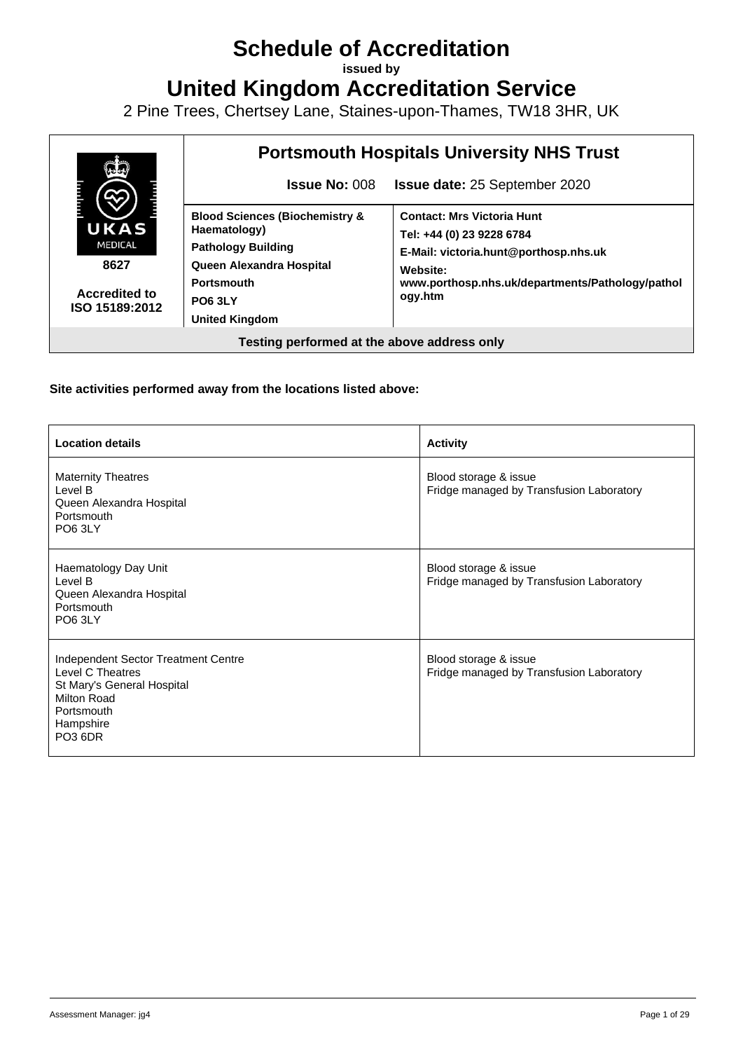# Schedule of Accreditation

**issued by**

# United Kingdom Accreditation Service

2 Pine Trees, Chertsey Lane, Staines-upon-Thames, TW18 3HR, UK

| UKAS MEDICAL<br>**8627**<br>**Accredited to ISO 15189:2012** | **Portsmouth Hospitals University NHS Trust**<br>**Issue No:** 008 **Issue date:** 25 September 2020 | |
|---|---|---|
| | **Blood Sciences (Biochemistry & Haematology)**<br>**Pathology Building**<br>**Queen Alexandra Hospital**<br>**Portsmouth**<br>**PO6 3LY**<br>**United Kingdom** | **Contact: Mrs Victoria Hunt**<br>**Tel: +44 (0) 23 9228 6784**<br>**E-Mail: victoria.hunt@porthosp.nhs.uk**<br>**Website: www.porthosp.nhs.uk/departments/Pathology/pathology.htm** |
| **Testing performed at the above address only** | | |

**Site activities performed away from the locations listed above:**

| **Location details** | **Activity** |
|---|---|
| Maternity Theatres<br>Level B<br>Queen Alexandra Hospital<br>Portsmouth<br>PO6 3LY | Blood storage & issue<br>Fridge managed by Transfusion Laboratory |
| Haematology Day Unit<br>Level B<br>Queen Alexandra Hospital<br>Portsmouth<br>PO6 3LY | Blood storage & issue<br>Fridge managed by Transfusion Laboratory |
| Independent Sector Treatment Centre<br>Level C Theatres<br>St Mary's General Hospital<br>Milton Road<br>Portsmouth<br>Hampshire<br>PO3 6DR | Blood storage & issue<br>Fridge managed by Transfusion Laboratory |

Assessment Manager: jg4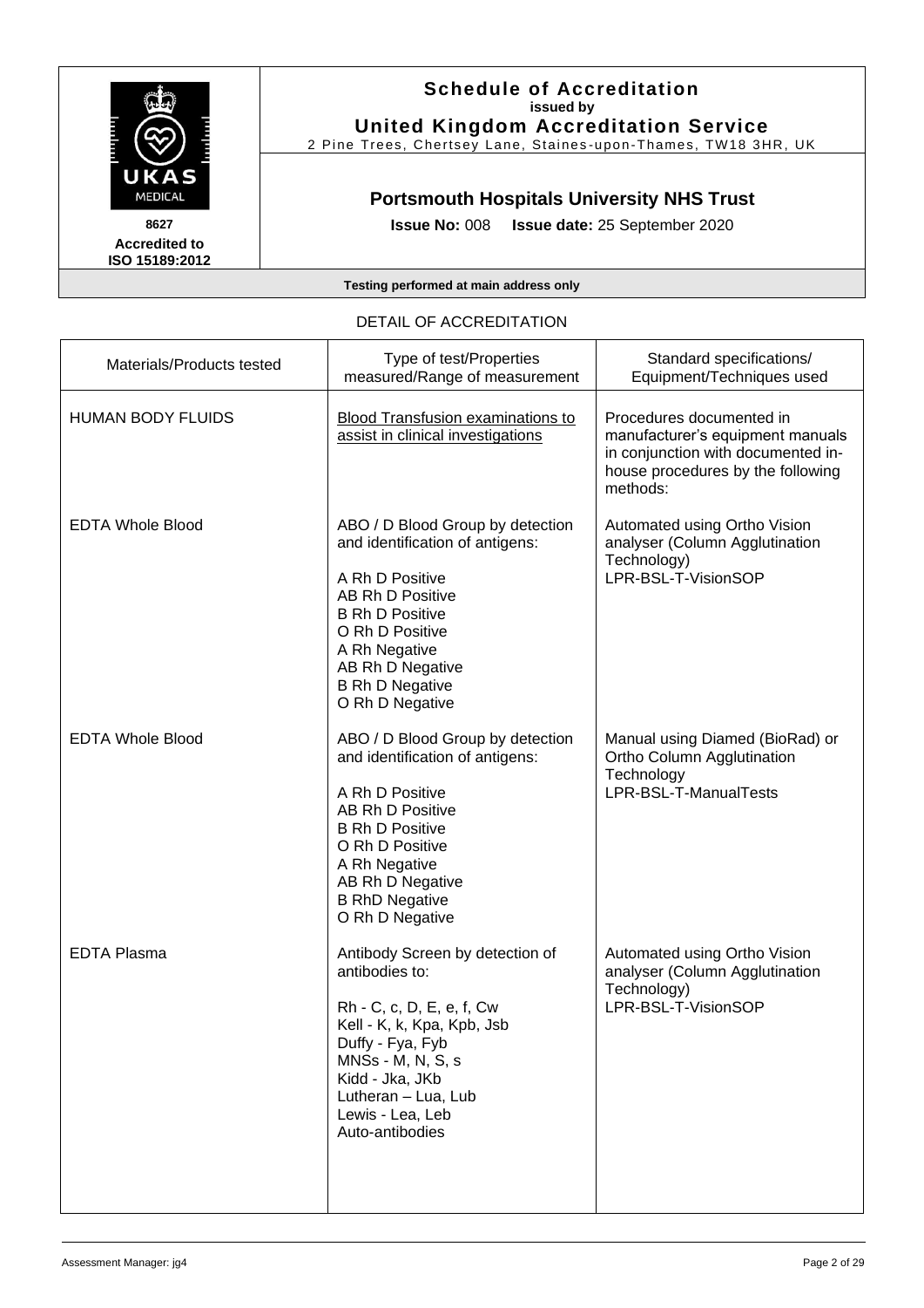**Schedule of Accreditation**
**issued by**
**United Kingdom Accreditation Service**
2 Pine Trees, Chertsey Lane, Staines-upon-Thames, TW18 3HR, UK

8627
**Accredited to ISO 15189:2012**

## Portsmouth Hospitals University NHS Trust

**Issue No:** 008 **Issue date:** 25 September 2020

**Testing performed at main address only**

DETAIL OF ACCREDITATION

| Materials/Products tested | Type of test/Properties measured/Range of measurement | Standard specifications/ Equipment/Techniques used |
|---|---|---|
| HUMAN BODY FLUIDS | Blood Transfusion examinations to assist in clinical investigations | Procedures documented in manufacturer's equipment manuals in conjunction with documented in-house procedures by the following methods: |
| EDTA Whole Blood | ABO / D Blood Group by detection and identification of antigens:<br><br>A Rh D Positive<br>AB Rh D Positive<br>B Rh D Positive<br>O Rh D Positive<br>A Rh Negative<br>AB Rh D Negative<br>B Rh D Negative<br>O Rh D Negative | Automated using Ortho Vision analyser (Column Agglutination Technology)<br>LPR-BSL-T-VisionSOP |
| EDTA Whole Blood | ABO / D Blood Group by detection and identification of antigens:<br><br>A Rh D Positive<br>AB Rh D Positive<br>B Rh D Positive<br>O Rh D Positive<br>A Rh Negative<br>AB Rh D Negative<br>B RhD Negative<br>O Rh D Negative | Manual using Diamed (BioRad) or Ortho Column Agglutination Technology<br>LPR-BSL-T-ManualTests |
| EDTA Plasma | Antibody Screen by detection of antibodies to:<br><br>Rh - C, c, D, E, e, f, Cw<br>Kell - K, k, Kpa, Kpb, Jsb<br>Duffy - Fya, Fyb<br>MNSs - M, N, S, s<br>Kidd - Jka, JKb<br>Lutheran – Lua, Lub<br>Lewis - Lea, Leb<br>Auto-antibodies | Automated using Ortho Vision analyser (Column Agglutination Technology)<br>LPR-BSL-T-VisionSOP |

Assessment Manager: jg4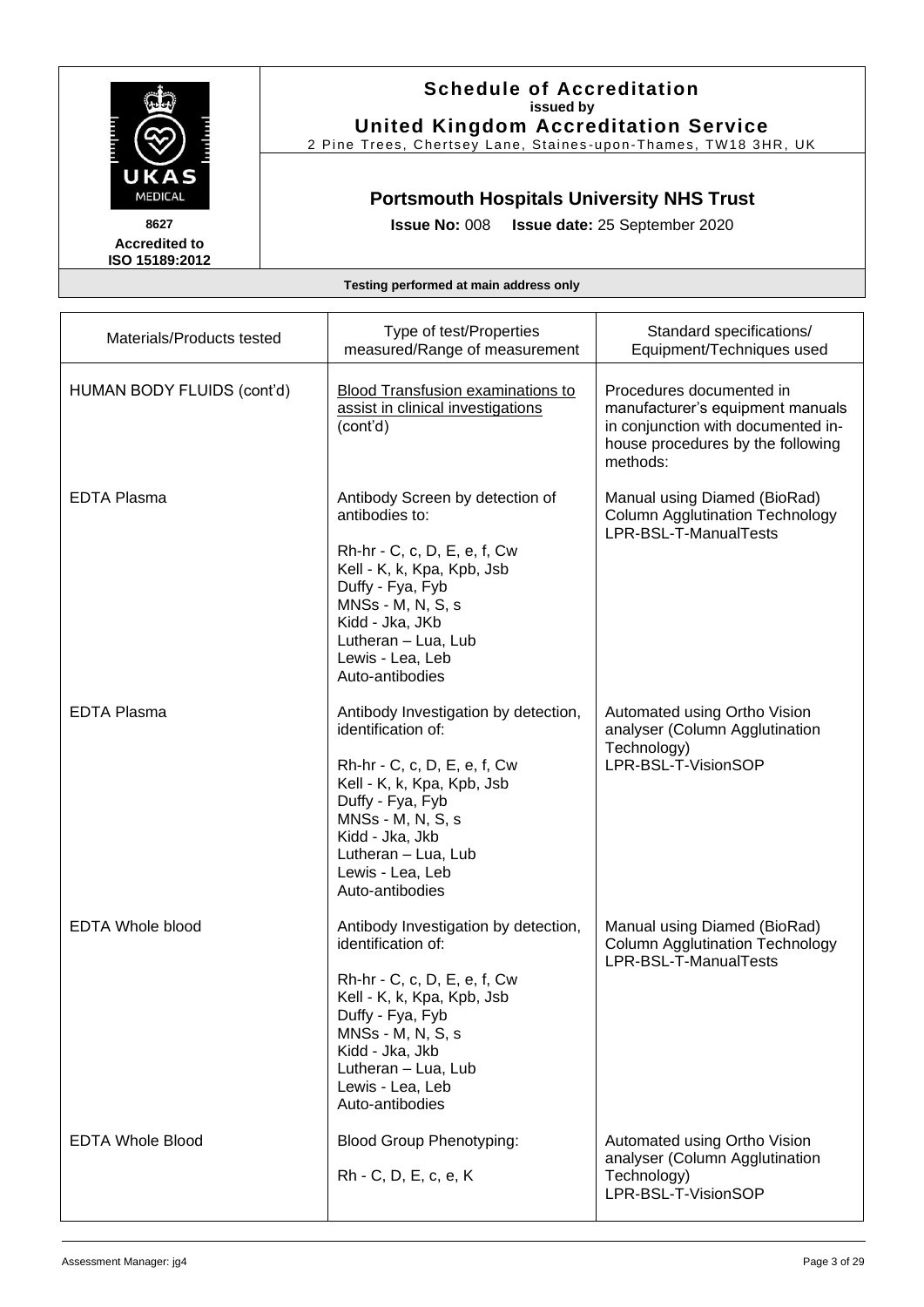**Schedule of Accreditation**
**issued by**
**United Kingdom Accreditation Service**
2 Pine Trees, Chertsey Lane, Staines-upon-Thames, TW18 3HR, UK

**8627**
**Accredited to ISO 15189:2012**

## Portsmouth Hospitals University NHS Trust

**Issue No:** 008 **Issue date:** 25 September 2020

**Testing performed at main address only**

| Materials/Products tested | Type of test/Properties measured/Range of measurement | Standard specifications/ Equipment/Techniques used |
|---|---|---|
| HUMAN BODY FLUIDS (cont'd) | Blood Transfusion examinations to assist in clinical investigations (cont'd) | Procedures documented in manufacturer's equipment manuals in conjunction with documented in-house procedures by the following methods: |
| EDTA Plasma | Antibody Screen by detection of antibodies to:<br><br>Rh-hr - C, c, D, E, e, f, Cw<br>Kell - K, k, Kpa, Kpb, Jsb<br>Duffy - Fya, Fyb<br>MNSs - M, N, S, s<br>Kidd - Jka, JKb<br>Lutheran – Lua, Lub<br>Lewis - Lea, Leb<br>Auto-antibodies | Manual using Diamed (BioRad) Column Agglutination Technology<br>LPR-BSL-T-ManualTests |
| EDTA Plasma | Antibody Investigation by detection, identification of:<br><br>Rh-hr - C, c, D, E, e, f, Cw<br>Kell - K, k, Kpa, Kpb, Jsb<br>Duffy - Fya, Fyb<br>MNSs - M, N, S, s<br>Kidd - Jka, Jkb<br>Lutheran – Lua, Lub<br>Lewis - Lea, Leb<br>Auto-antibodies | Automated using Ortho Vision analyser (Column Agglutination Technology)<br>LPR-BSL-T-VisionSOP |
| EDTA Whole blood | Antibody Investigation by detection, identification of:<br><br>Rh-hr - C, c, D, E, e, f, Cw<br>Kell - K, k, Kpa, Kpb, Jsb<br>Duffy - Fya, Fyb<br>MNSs - M, N, S, s<br>Kidd - Jka, Jkb<br>Lutheran – Lua, Lub<br>Lewis - Lea, Leb<br>Auto-antibodies | Manual using Diamed (BioRad) Column Agglutination Technology<br>LPR-BSL-T-ManualTests |
| EDTA Whole Blood | Blood Group Phenotyping:<br><br>Rh - C, D, E, c, e, K | Automated using Ortho Vision analyser (Column Agglutination Technology)<br>LPR-BSL-T-VisionSOP |

Assessment Manager: jg4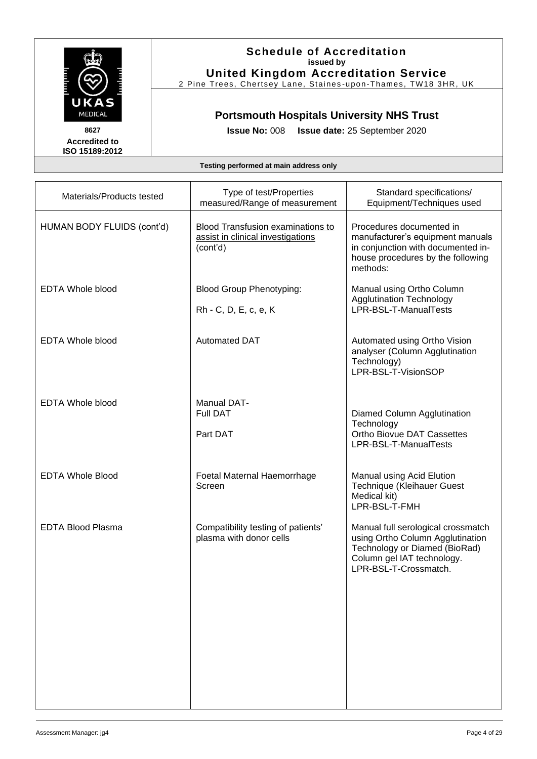**Schedule of Accreditation**
**issued by**
**United Kingdom Accreditation Service**
2 Pine Trees, Chertsey Lane, Staines-upon-Thames, TW18 3HR, UK

**8627**
**Accredited to ISO 15189:2012**

## Portsmouth Hospitals University NHS Trust

**Issue No:** 008 **Issue date:** 25 September 2020

**Testing performed at main address only**

| Materials/Products tested | Type of test/Properties measured/Range of measurement | Standard specifications/ Equipment/Techniques used |
|---|---|---|
| HUMAN BODY FLUIDS (cont'd) | Blood Transfusion examinations to assist in clinical investigations (cont'd) | Procedures documented in manufacturer's equipment manuals in conjunction with documented in-house procedures by the following methods: |
| EDTA Whole blood | Blood Group Phenotyping:<br>Rh - C, D, E, c, e, K | Manual using Ortho Column Agglutination Technology<br>LPR-BSL-T-ManualTests |
| EDTA Whole blood | Automated DAT | Automated using Ortho Vision analyser (Column Agglutination Technology)<br>LPR-BSL-T-VisionSOP |
| EDTA Whole blood | Manual DAT-<br>Full DAT<br>Part DAT | Diamed Column Agglutination Technology<br>Ortho Biovue DAT Cassettes<br>LPR-BSL-T-ManualTests |
| EDTA Whole Blood | Foetal Maternal Haemorrhage Screen | Manual using Acid Elution Technique (Kleihauer Guest Medical kit)<br>LPR-BSL-T-FMH |
| EDTA Blood Plasma | Compatibility testing of patients' plasma with donor cells | Manual full serological crossmatch using Ortho Column Agglutination Technology or Diamed (BioRad) Column gel IAT technology.<br>LPR-BSL-T-Crossmatch. |

Assessment Manager: jg4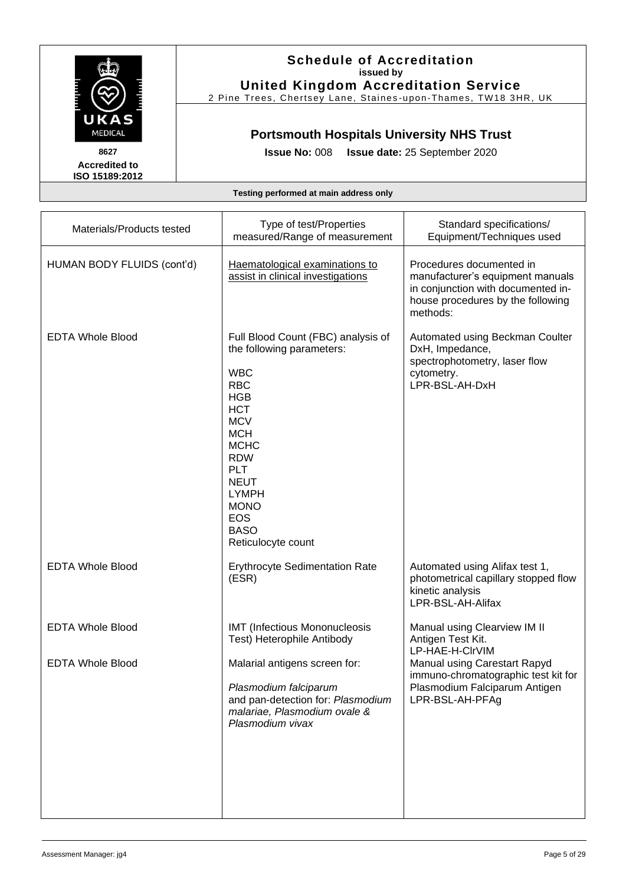**Schedule of Accreditation**
**issued by**
**United Kingdom Accreditation Service**
2 Pine Trees, Chertsey Lane, Staines-upon-Thames, TW18 3HR, UK

8627
**Accredited to ISO 15189:2012**

## Portsmouth Hospitals University NHS Trust

**Issue No:** 008 **Issue date:** 25 September 2020

**Testing performed at main address only**

| Materials/Products tested | Type of test/Properties measured/Range of measurement | Standard specifications/ Equipment/Techniques used |
|---|---|---|
| HUMAN BODY FLUIDS (cont'd) | Haematological examinations to assist in clinical investigations | Procedures documented in manufacturer's equipment manuals in conjunction with documented in-house procedures by the following methods: |
| EDTA Whole Blood | Full Blood Count (FBC) analysis of the following parameters:<br><br>WBC<br>RBC<br>HGB<br>HCT<br>MCV<br>MCH<br>MCHC<br>RDW<br>PLT<br>NEUT<br>LYMPH<br>MONO<br>EOS<br>BASO<br>Reticulocyte count | Automated using Beckman Coulter DxH, Impedance, spectrophotometry, laser flow cytometry.<br>LPR-BSL-AH-DxH |
| EDTA Whole Blood | Erythrocyte Sedimentation Rate (ESR) | Automated using Alifax test 1, photometrical capillary stopped flow kinetic analysis<br>LPR-BSL-AH-Alifax |
| EDTA Whole Blood | IMT (Infectious Mononucleosis Test) Heterophile Antibody | Manual using Clearview IM II Antigen Test Kit.<br>LP-HAE-H-ClrVIM |
| EDTA Whole Blood | Malarial antigens screen for:<br><br>*Plasmodium falciparum*<br>and pan-detection for: *Plasmodium malariae, Plasmodium ovale & Plasmodium vivax* | Manual using Carestart Rapyd immuno-chromatographic test kit for Plasmodium Falciparum Antigen<br>LPR-BSL-AH-PFAg |

Assessment Manager: jg4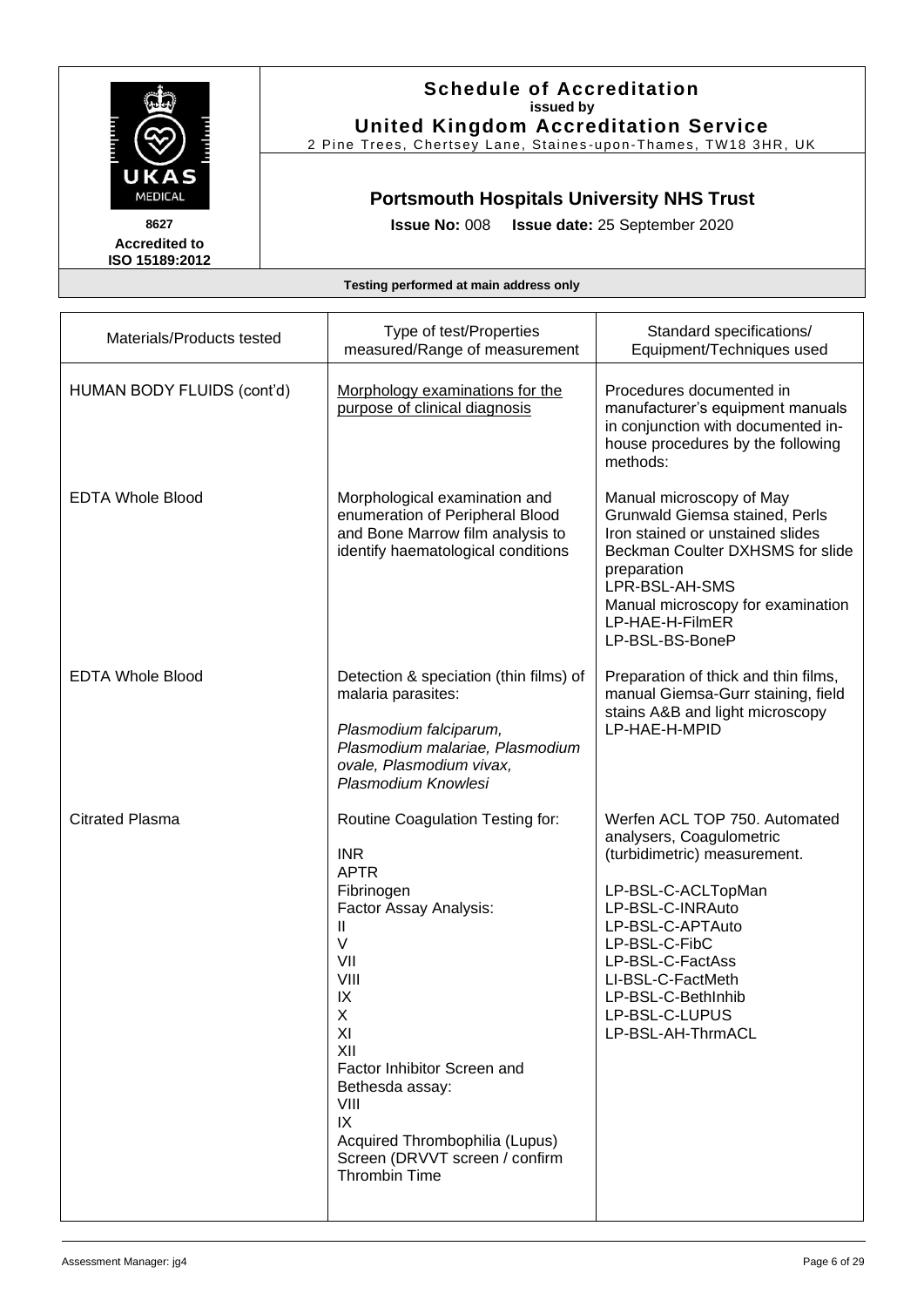# Schedule of Accreditation
**issued by**
**United Kingdom Accreditation Service**
2 Pine Trees, Chertsey Lane, Staines-upon-Thames, TW18 3HR, UK

8627
**Accredited to ISO 15189:2012**

## Portsmouth Hospitals University NHS Trust

**Issue No:** 008 **Issue date:** 25 September 2020

**Testing performed at main address only**

| Materials/Products tested | Type of test/Properties measured/Range of measurement | Standard specifications/ Equipment/Techniques used |
|---|---|---|
| HUMAN BODY FLUIDS (cont'd) | Morphology examinations for the purpose of clinical diagnosis | Procedures documented in manufacturer's equipment manuals in conjunction with documented in-house procedures by the following methods: |
| EDTA Whole Blood | Morphological examination and enumeration of Peripheral Blood and Bone Marrow film analysis to identify haematological conditions | Manual microscopy of May Grunwald Giemsa stained, Perls Iron stained or unstained slides<br>Beckman Coulter DXHSMS for slide preparation<br>LPR-BSL-AH-SMS<br>Manual microscopy for examination<br>LP-HAE-H-FilmER<br>LP-BSL-BS-BoneP |
| EDTA Whole Blood | Detection & speciation (thin films) of malaria parasites:<br><br>*Plasmodium falciparum, Plasmodium malariae, Plasmodium ovale, Plasmodium vivax, Plasmodium Knowlesi* | Preparation of thick and thin films, manual Giemsa-Gurr staining, field stains A&B and light microscopy<br>LP-HAE-H-MPID |
| Citrated Plasma | Routine Coagulation Testing for:<br><br>INR<br>APTR<br>Fibrinogen<br>Factor Assay Analysis:<br>II<br>V<br>VII<br>VIII<br>IX<br>X<br>XI<br>XII<br>Factor Inhibitor Screen and Bethesda assay:<br>VIII<br>IX<br>Acquired Thrombophilia (Lupus) Screen (DRVVT screen / confirm<br>Thrombin Time | Werfen ACL TOP 750. Automated analysers, Coagulometric (turbidimetric) measurement.<br><br>LP-BSL-C-ACLTopMan<br>LP-BSL-C-INRAuto<br>LP-BSL-C-APTAuto<br>LP-BSL-C-FibC<br>LP-BSL-C-FactAss<br>LI-BSL-C-FactMeth<br>LP-BSL-C-BethInhib<br>LP-BSL-C-LUPUS<br>LP-BSL-AH-ThrmACL |

Assessment Manager: jg4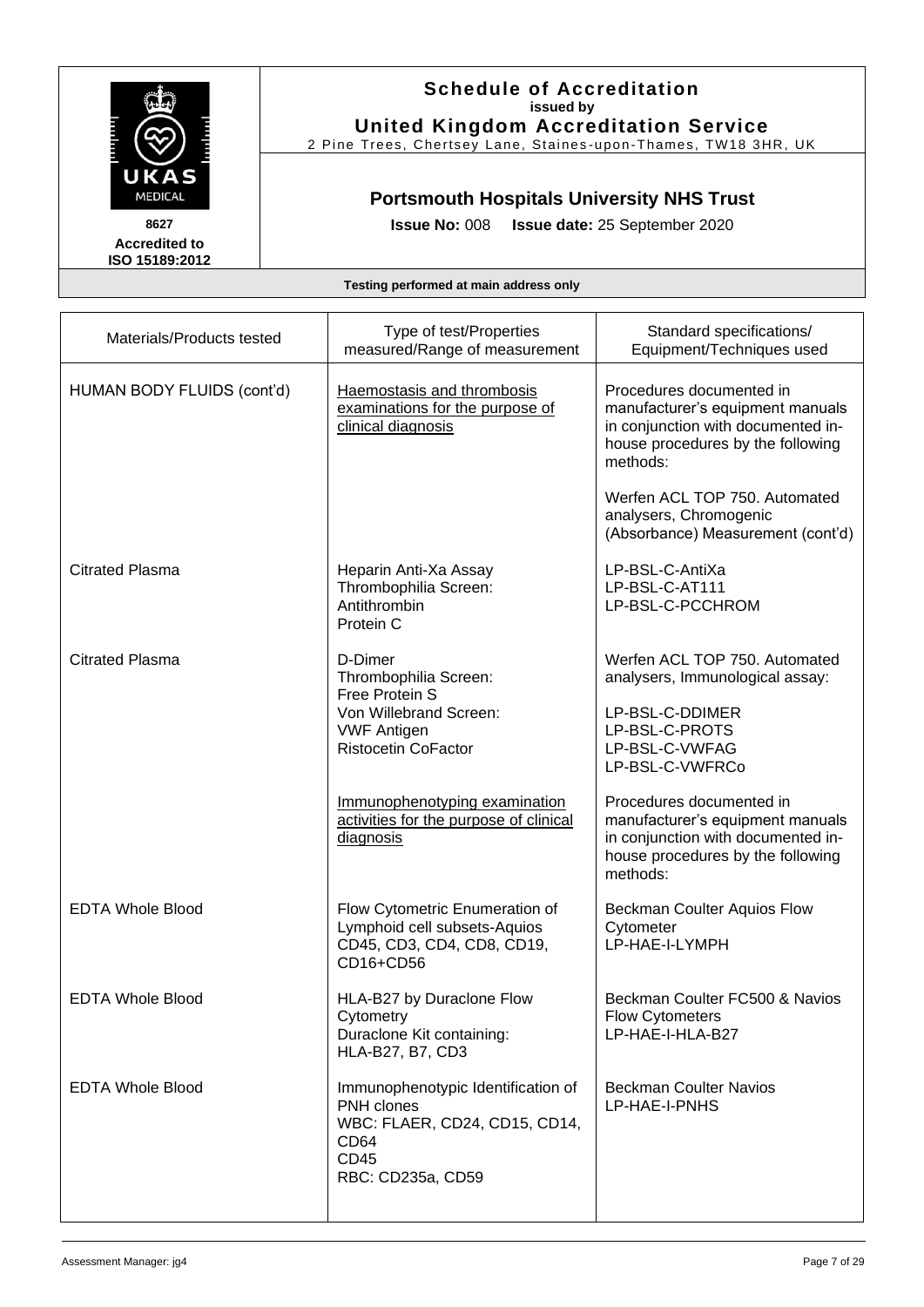# Schedule of Accreditation
**issued by**
**United Kingdom Accreditation Service**
2 Pine Trees, Chertsey Lane, Staines-upon-Thames, TW18 3HR, UK

8627
**Accredited to ISO 15189:2012**

## Portsmouth Hospitals University NHS Trust

**Issue No:** 008 **Issue date:** 25 September 2020

**Testing performed at main address only**

| Materials/Products tested | Type of test/Properties measured/Range of measurement | Standard specifications/ Equipment/Techniques used |
|---|---|---|
| HUMAN BODY FLUIDS (cont'd) | Haemostasis and thrombosis examinations for the purpose of clinical diagnosis | Procedures documented in manufacturer's equipment manuals in conjunction with documented in-house procedures by the following methods:<br><br>Werfen ACL TOP 750. Automated analysers, Chromogenic (Absorbance) Measurement (cont'd) |
| Citrated Plasma | Heparin Anti-Xa Assay<br>Thrombophilia Screen:<br>Antithrombin<br>Protein C | LP-BSL-C-AntiXa<br>LP-BSL-C-AT111<br>LP-BSL-C-PCCHROM |
| Citrated Plasma | D-Dimer<br>Thrombophilia Screen:<br>Free Protein S<br>Von Willebrand Screen:<br>VWF Antigen<br>Ristocetin CoFactor | Werfen ACL TOP 750. Automated analysers, Immunological assay:<br><br>LP-BSL-C-DDIMER<br>LP-BSL-C-PROTS<br>LP-BSL-C-VWFAG<br>LP-BSL-C-VWFRCo |
| | Immunophenotyping examination activities for the purpose of clinical diagnosis | Procedures documented in manufacturer's equipment manuals in conjunction with documented in-house procedures by the following methods: |
| EDTA Whole Blood | Flow Cytometric Enumeration of Lymphoid cell subsets-Aquios CD45, CD3, CD4, CD8, CD19, CD16+CD56 | Beckman Coulter Aquios Flow Cytometer<br>LP-HAE-I-LYMPH |
| EDTA Whole Blood | HLA-B27 by Duraclone Flow Cytometry<br>Duraclone Kit containing:<br>HLA-B27, B7, CD3 | Beckman Coulter FC500 & Navios Flow Cytometers<br>LP-HAE-I-HLA-B27 |
| EDTA Whole Blood | Immunophenotypic Identification of PNH clones<br>WBC: FLAER, CD24, CD15, CD14, CD64<br>CD45<br>RBC: CD235a, CD59 | Beckman Coulter Navios<br>LP-HAE-I-PNHS |

Assessment Manager: jg4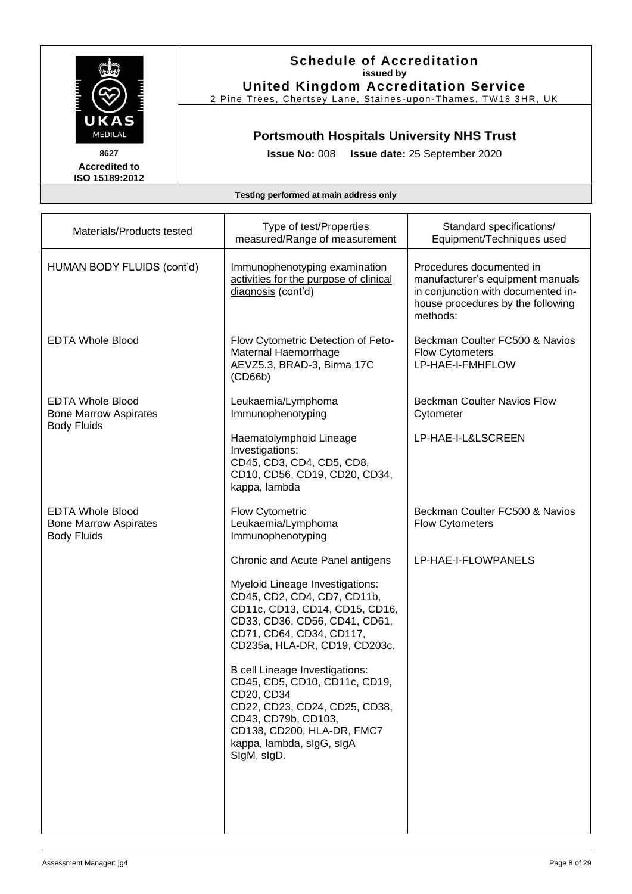# Schedule of Accreditation

issued by

**United Kingdom Accreditation Service**

2 Pine Trees, Chertsey Lane, Staines-upon-Thames, TW18 3HR, UK

8627

**Accredited to ISO 15189:2012**

## Portsmouth Hospitals University NHS Trust

**Issue No:** 008 **Issue date:** 25 September 2020

**Testing performed at main address only**

| Materials/Products tested | Type of test/Properties measured/Range of measurement | Standard specifications/ Equipment/Techniques used |
|---|---|---|
| HUMAN BODY FLUIDS (cont'd) | Immunophenotyping examination activities for the purpose of clinical diagnosis (cont'd) | Procedures documented in manufacturer's equipment manuals in conjunction with documented in-house procedures by the following methods: |
| EDTA Whole Blood | Flow Cytometric Detection of Feto-Maternal Haemorrhage AEVZ5.3, BRAD-3, Birma 17C (CD66b) | Beckman Coulter FC500 & Navios Flow Cytometers LP-HAE-I-FMHFLOW |
| EDTA Whole Blood Bone Marrow Aspirates Body Fluids | Leukaemia/Lymphoma Immunophenotyping<br><br>Haematolymphoid Lineage Investigations: CD45, CD3, CD4, CD5, CD8, CD10, CD56, CD19, CD20, CD34, kappa, lambda | Beckman Coulter Navios Flow Cytometer<br><br>LP-HAE-I-L&LSCREEN |
| EDTA Whole Blood Bone Marrow Aspirates Body Fluids | Flow Cytometric Leukaemia/Lymphoma Immunophenotyping<br><br>Chronic and Acute Panel antigens<br><br>Myeloid Lineage Investigations: CD45, CD2, CD4, CD7, CD11b, CD11c, CD13, CD14, CD15, CD16, CD33, CD36, CD56, CD41, CD61, CD71, CD64, CD34, CD117, CD235a, HLA-DR, CD19, CD203c.<br><br>B cell Lineage Investigations: CD45, CD5, CD10, CD11c, CD19, CD20, CD34 CD22, CD23, CD24, CD25, CD38, CD43, CD79b, CD103, CD138, CD200, HLA-DR, FMC7 kappa, lambda, sIgG, sIgA SIgM, sIgD. | Beckman Coulter FC500 & Navios Flow Cytometers<br><br>LP-HAE-I-FLOWPANELS |

Assessment Manager: jg4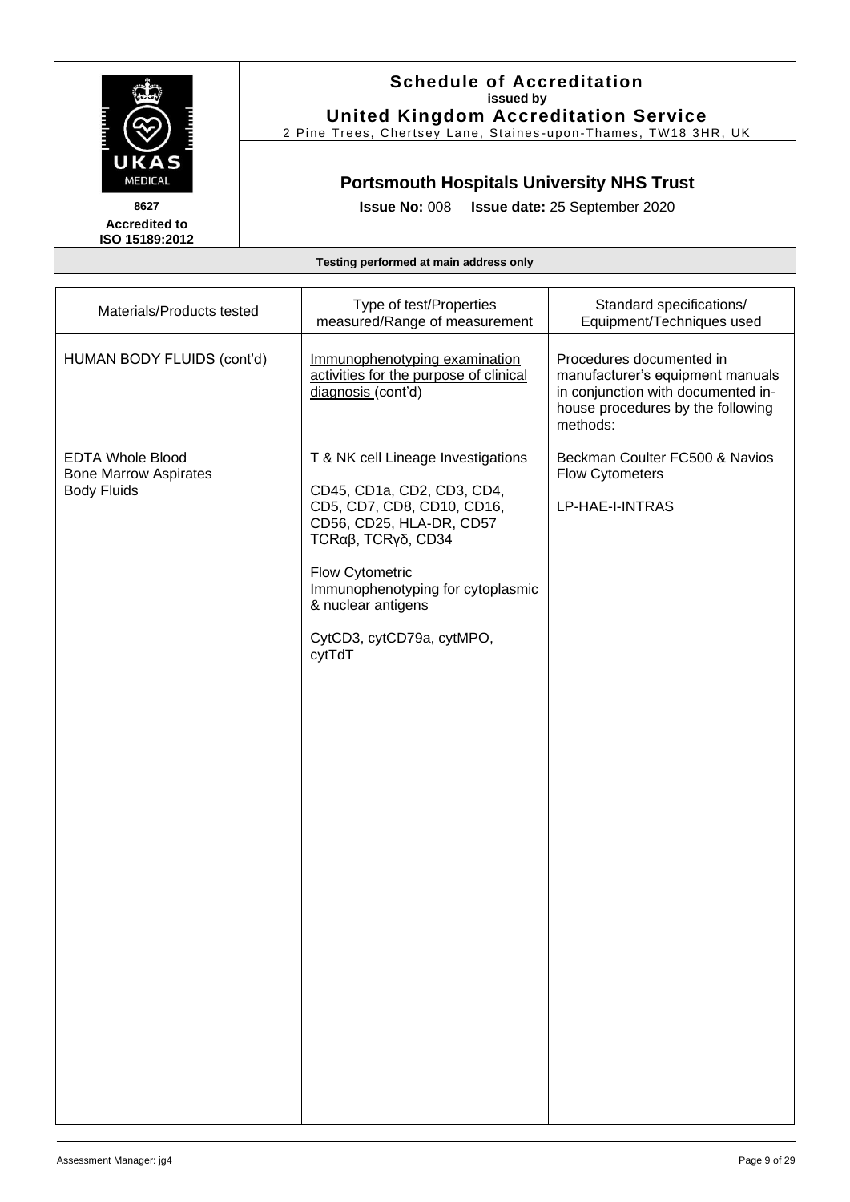# Schedule of Accreditation
**issued by**
**United Kingdom Accreditation Service**
2 Pine Trees, Chertsey Lane, Staines-upon-Thames, TW18 3HR, UK

8627
**Accredited to ISO 15189:2012**

## Portsmouth Hospitals University NHS Trust

**Issue No:** 008 **Issue date:** 25 September 2020

**Testing performed at main address only**

| Materials/Products tested | Type of test/Properties measured/Range of measurement | Standard specifications/ Equipment/Techniques used |
|---|---|---|
| HUMAN BODY FLUIDS (cont'd) | Immunophenotyping examination activities for the purpose of clinical diagnosis (cont'd) | Procedures documented in manufacturer's equipment manuals in conjunction with documented in-house procedures by the following methods: |
| EDTA Whole Blood<br>Bone Marrow Aspirates<br>Body Fluids | T & NK cell Lineage Investigations<br><br>CD45, CD1a, CD2, CD3, CD4, CD5, CD7, CD8, CD10, CD16, CD56, CD25, HLA-DR, CD57 TCRαβ, TCRγδ, CD34<br><br>Flow Cytometric Immunophenotyping for cytoplasmic & nuclear antigens<br><br>CytCD3, cytCD79a, cytMPO, cytTdT | Beckman Coulter FC500 & Navios Flow Cytometers<br><br>LP-HAE-I-INTRAS |

Assessment Manager: jg4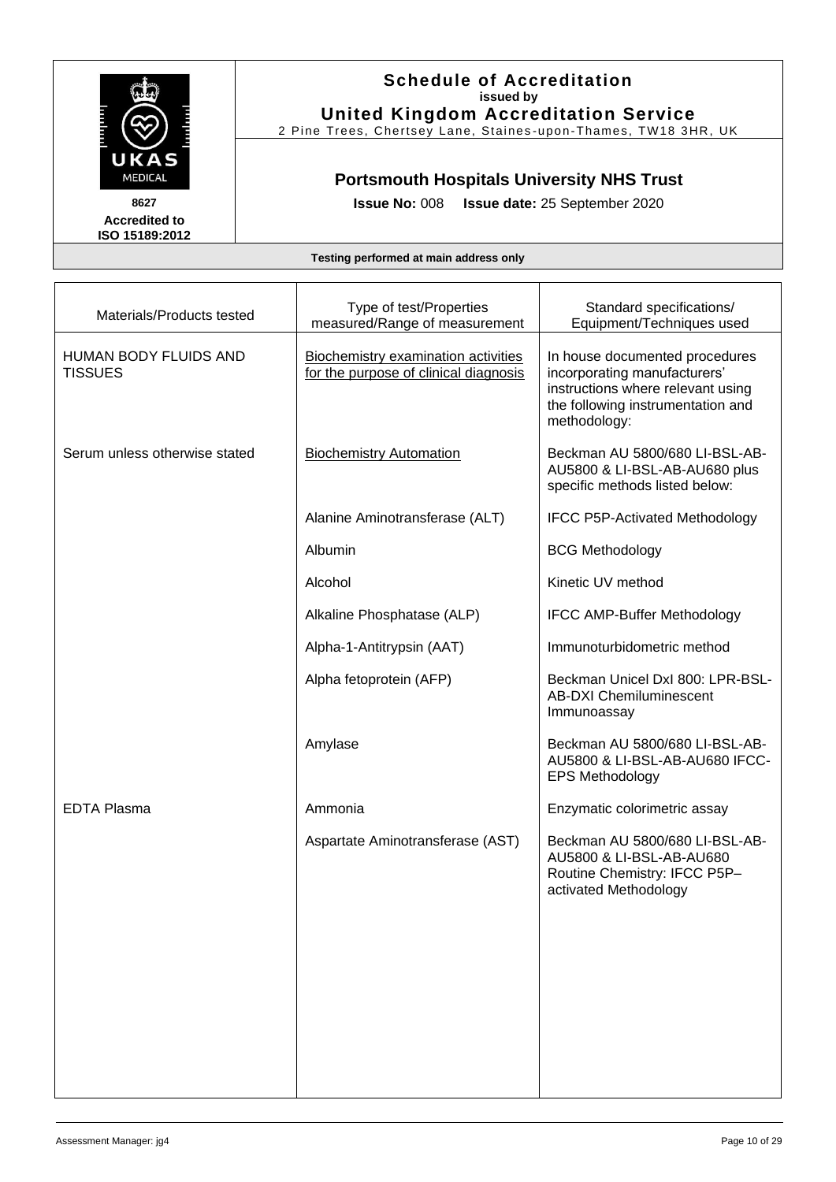# Schedule of Accreditation

**issued by**

**United Kingdom Accreditation Service**

2 Pine Trees, Chertsey Lane, Staines-upon-Thames, TW18 3HR, UK

UKAS MEDICAL

**8627**

**Accredited to ISO 15189:2012**

## Portsmouth Hospitals University NHS Trust

**Issue No:** 008 **Issue date:** 25 September 2020

**Testing performed at main address only**

| Materials/Products tested | Type of test/Properties measured/Range of measurement | Standard specifications/ Equipment/Techniques used |
|---|---|---|
| HUMAN BODY FLUIDS AND TISSUES | Biochemistry examination activities for the purpose of clinical diagnosis | In house documented procedures incorporating manufacturers' instructions where relevant using the following instrumentation and methodology: |
| Serum unless otherwise stated | Biochemistry Automation | Beckman AU 5800/680 LI-BSL-AB-AU5800 & LI-BSL-AB-AU680 plus specific methods listed below: |
| | Alanine Aminotransferase (ALT) | IFCC P5P-Activated Methodology |
| | Albumin | BCG Methodology |
| | Alcohol | Kinetic UV method |
| | Alkaline Phosphatase (ALP) | IFCC AMP-Buffer Methodology |
| | Alpha-1-Antitrypsin (AAT) | Immunoturbidometric method |
| | Alpha fetoprotein (AFP) | Beckman Unicel DxI 800: LPR-BSL-AB-DXI Chemiluminescent Immunoassay |
| | Amylase | Beckman AU 5800/680 LI-BSL-AB-AU5800 & LI-BSL-AB-AU680 IFCC-EPS Methodology |
| EDTA Plasma | Ammonia | Enzymatic colorimetric assay |
| | Aspartate Aminotransferase (AST) | Beckman AU 5800/680 LI-BSL-AB-AU5800 & LI-BSL-AB-AU680 Routine Chemistry: IFCC P5P–activated Methodology |

Assessment Manager: jg4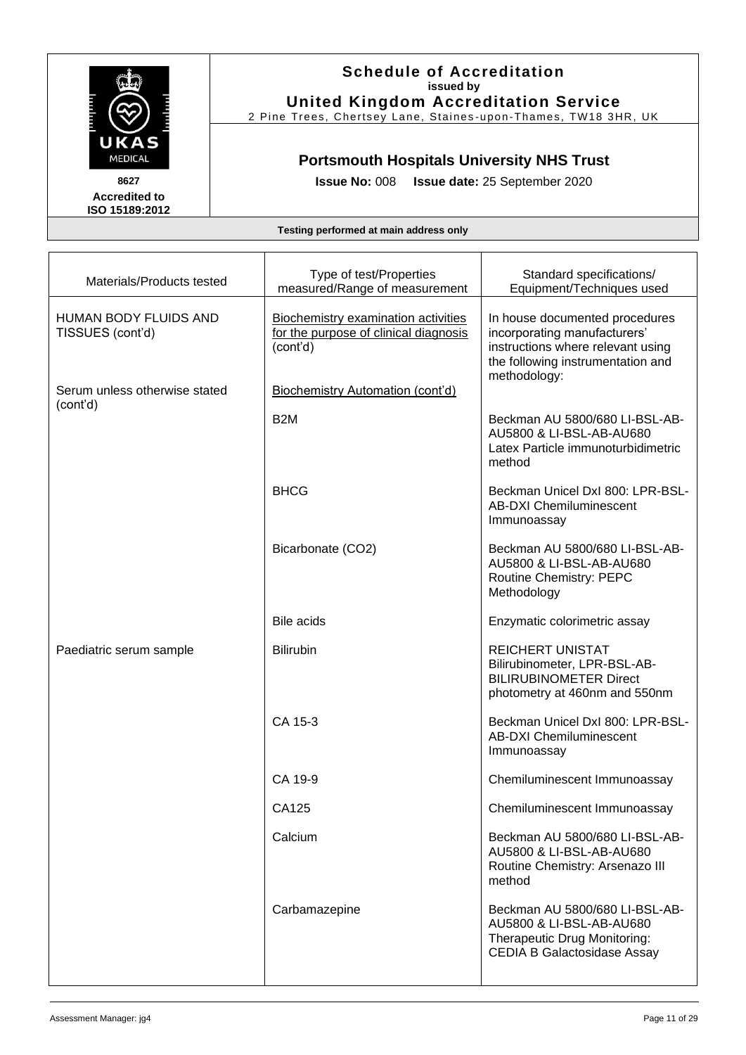# Schedule of Accreditation
**issued by**
**United Kingdom Accreditation Service**
2 Pine Trees, Chertsey Lane, Staines-upon-Thames, TW18 3HR, UK

8627
**Accredited to ISO 15189:2012**

## Portsmouth Hospitals University NHS Trust

**Issue No:** 008 **Issue date:** 25 September 2020

**Testing performed at main address only**

| Materials/Products tested | Type of test/Properties measured/Range of measurement | Standard specifications/ Equipment/Techniques used |
|---|---|---|
| HUMAN BODY FLUIDS AND TISSUES (cont'd) | Biochemistry examination activities for the purpose of clinical diagnosis (cont'd) | In house documented procedures incorporating manufacturers' instructions where relevant using the following instrumentation and methodology: |
| Serum unless otherwise stated (cont'd) | Biochemistry Automation (cont'd) | |
| | B2M | Beckman AU 5800/680 LI-BSL-AB-AU5800 & LI-BSL-AB-AU680 Latex Particle immunoturbidimetric method |
| | BHCG | Beckman Unicel DxI 800: LPR-BSL-AB-DXI Chemiluminescent Immunoassay |
| | Bicarbonate ($CO_2$) | Beckman AU 5800/680 LI-BSL-AB-AU5800 & LI-BSL-AB-AU680 Routine Chemistry: PEPC Methodology |
| | Bile acids | Enzymatic colorimetric assay |
| Paediatric serum sample | Bilirubin | REICHERT UNISTAT Bilirubinometer, LPR-BSL-AB-BILIRUBINOMETER Direct photometry at 460nm and 550nm |
| | CA 15-3 | Beckman Unicel DxI 800: LPR-BSL-AB-DXI Chemiluminescent Immunoassay |
| | CA 19-9 | Chemiluminescent Immunoassay |
| | CA125 | Chemiluminescent Immunoassay |
| | Calcium | Beckman AU 5800/680 LI-BSL-AB-AU5800 & LI-BSL-AB-AU680 Routine Chemistry: Arsenazo III method |
| | Carbamazepine | Beckman AU 5800/680 LI-BSL-AB-AU5800 & LI-BSL-AB-AU680 Therapeutic Drug Monitoring: CEDIA B Galactosidase Assay |

Assessment Manager: jg4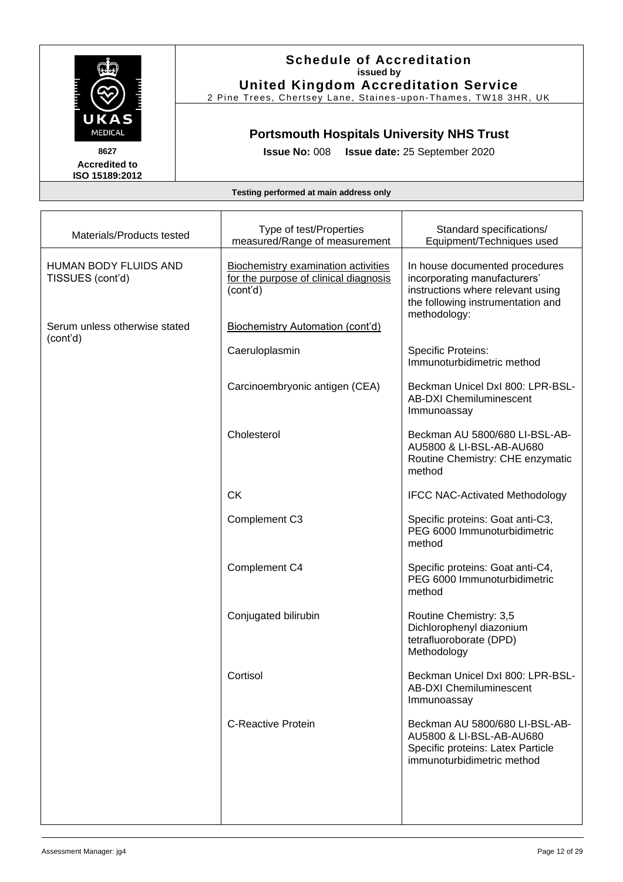# Schedule of Accreditation

**issued by**

**United Kingdom Accreditation Service**

2 Pine Trees, Chertsey Lane, Staines-upon-Thames, TW18 3HR, UK

UKAS MEDICAL

**8627**

**Accredited to ISO 15189:2012**

## Portsmouth Hospitals University NHS Trust

**Issue No:** 008 **Issue date:** 25 September 2020

**Testing performed at main address only**

| Materials/Products tested | Type of test/Properties measured/Range of measurement | Standard specifications/ Equipment/Techniques used |
|---|---|---|
| HUMAN BODY FLUIDS AND TISSUES (cont'd) | Biochemistry examination activities for the purpose of clinical diagnosis (cont'd) | In house documented procedures incorporating manufacturers' instructions where relevant using the following instrumentation and methodology: |
| Serum unless otherwise stated (cont'd) | Biochemistry Automation (cont'd) | |
| | Caeruloplasmin | Specific Proteins: Immunoturbidimetric method |
| | Carcinoembryonic antigen (CEA) | Beckman Unicel DxI 800: LPR-BSL-AB-DXI Chemiluminescent Immunoassay |
| | Cholesterol | Beckman AU 5800/680 LI-BSL-AB-AU5800 & LI-BSL-AB-AU680 Routine Chemistry: CHE enzymatic method |
| | CK | IFCC NAC-Activated Methodology |
| | Complement C3 | Specific proteins: Goat anti-C3, PEG 6000 Immunoturbidimetric method |
| | Complement C4 | Specific proteins: Goat anti-C4, PEG 6000 Immunoturbidimetric method |
| | Conjugated bilirubin | Routine Chemistry: 3,5 Dichlorophenyl diazonium tetrafluoroborate (DPD) Methodology |
| | Cortisol | Beckman Unicel DxI 800: LPR-BSL-AB-DXI Chemiluminescent Immunoassay |
| | C-Reactive Protein | Beckman AU 5800/680 LI-BSL-AB-AU5800 & LI-BSL-AB-AU680 Specific proteins: Latex Particle immunoturbidimetric method |

Assessment Manager: jg4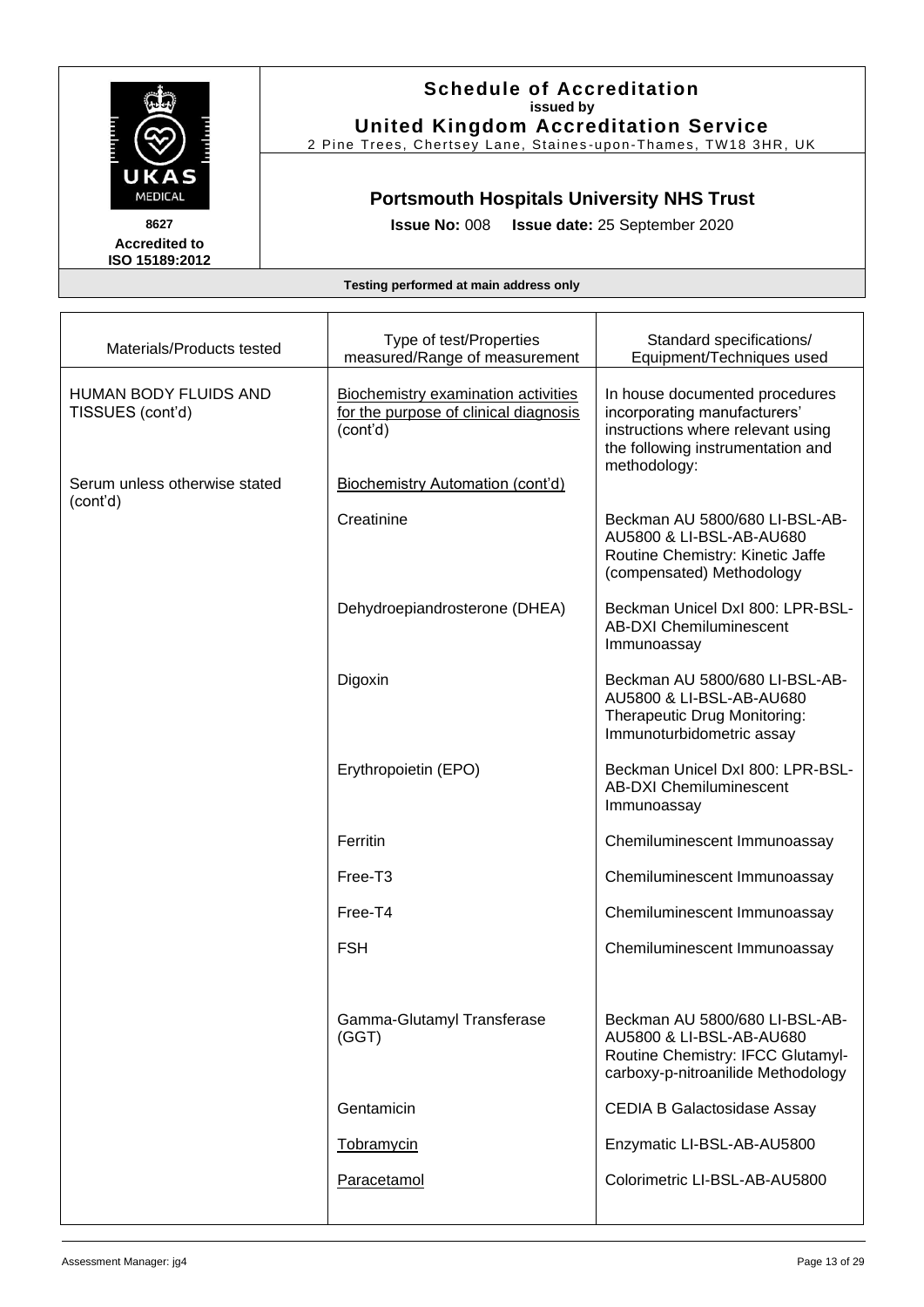# Schedule of Accreditation

**issued by**

**United Kingdom Accreditation Service**

2 Pine Trees, Chertsey Lane, Staines-upon-Thames, TW18 3HR, UK

8627

**Accredited to ISO 15189:2012**

## Portsmouth Hospitals University NHS Trust

**Issue No:** 008 **Issue date:** 25 September 2020

**Testing performed at main address only**

| Materials/Products tested | Type of test/Properties measured/Range of measurement | Standard specifications/ Equipment/Techniques used |
|---|---|---|
| HUMAN BODY FLUIDS AND TISSUES (cont'd) | Biochemistry examination activities for the purpose of clinical diagnosis (cont'd) | In house documented procedures incorporating manufacturers' instructions where relevant using the following instrumentation and methodology: |
| Serum unless otherwise stated (cont'd) | Biochemistry Automation (cont'd) | |
| | Creatinine | Beckman AU 5800/680 LI-BSL-AB-AU5800 & LI-BSL-AB-AU680 Routine Chemistry: Kinetic Jaffe (compensated) Methodology |
| | Dehydroepiandrosterone (DHEA) | Beckman Unicel DxI 800: LPR-BSL-AB-DXI Chemiluminescent Immunoassay |
| | Digoxin | Beckman AU 5800/680 LI-BSL-AB-AU5800 & LI-BSL-AB-AU680 Therapeutic Drug Monitoring: Immunoturbidometric assay |
| | Erythropoietin (EPO) | Beckman Unicel DxI 800: LPR-BSL-AB-DXI Chemiluminescent Immunoassay |
| | Ferritin | Chemiluminescent Immunoassay |
| | Free-T3 | Chemiluminescent Immunoassay |
| | Free-T4 | Chemiluminescent Immunoassay |
| | FSH | Chemiluminescent Immunoassay |
| | Gamma-Glutamyl Transferase (GGT) | Beckman AU 5800/680 LI-BSL-AB-AU5800 & LI-BSL-AB-AU680 Routine Chemistry: IFCC Glutamyl-carboxy-p-nitroanilide Methodology |
| | Gentamicin | CEDIA B Galactosidase Assay |
| | Tobramycin | Enzymatic LI-BSL-AB-AU5800 |
| | Paracetamol | Colorimetric LI-BSL-AB-AU5800 |

Assessment Manager: jg4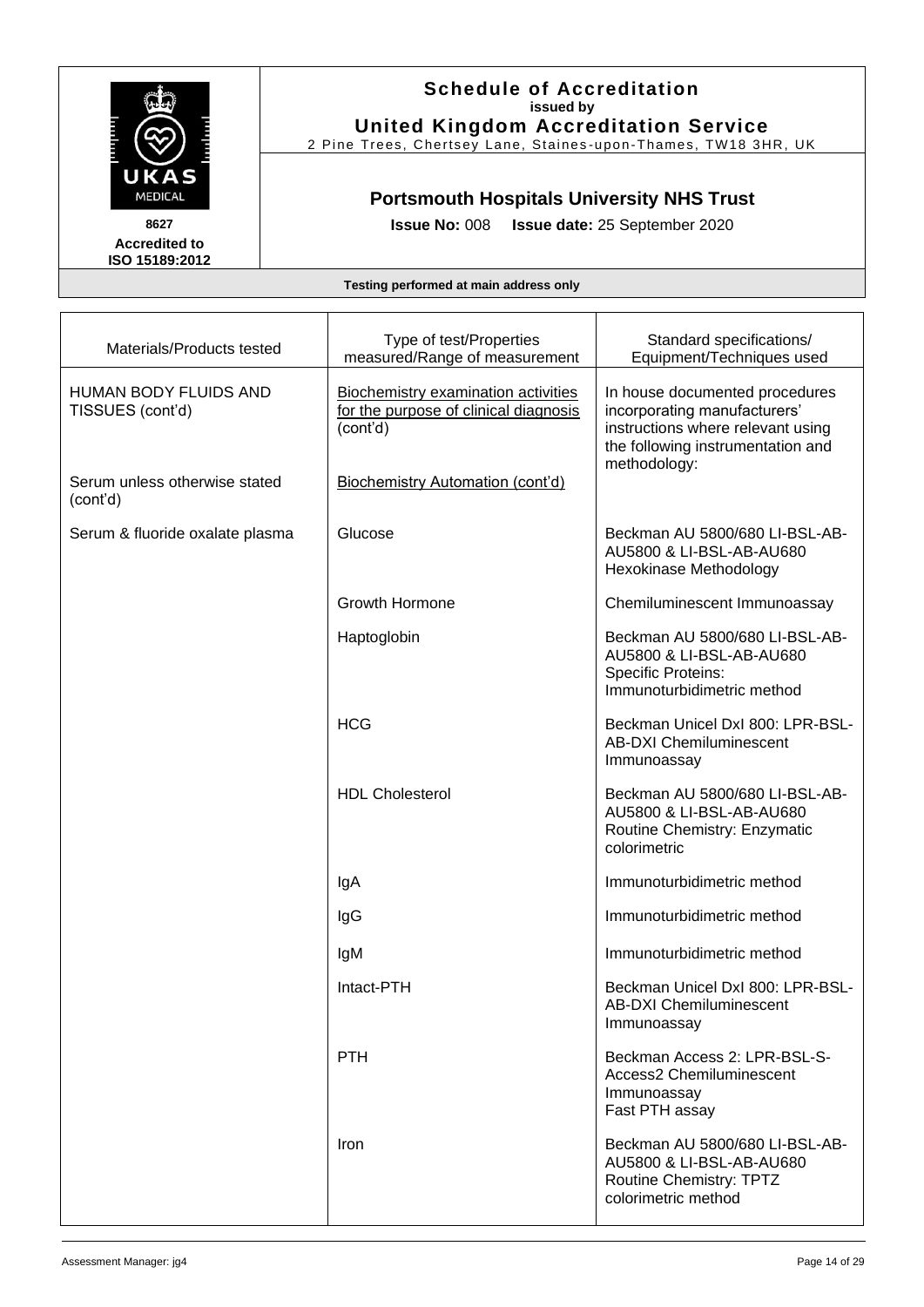# Schedule of Accreditation

**issued by**

**United Kingdom Accreditation Service**

2 Pine Trees, Chertsey Lane, Staines-upon-Thames, TW18 3HR, UK

**8627**

**Accredited to ISO 15189:2012**

## Portsmouth Hospitals University NHS Trust

**Issue No:** 008 **Issue date:** 25 September 2020

**Testing performed at main address only**

| Materials/Products tested | Type of test/Properties measured/Range of measurement | Standard specifications/ Equipment/Techniques used |
|---|---|---|
| HUMAN BODY FLUIDS AND TISSUES (cont'd) | Biochemistry examination activities for the purpose of clinical diagnosis (cont'd) | In house documented procedures incorporating manufacturers' instructions where relevant using the following instrumentation and methodology: |
| Serum unless otherwise stated (cont'd) | Biochemistry Automation (cont'd) | |
| Serum & fluoride oxalate plasma | Glucose | Beckman AU 5800/680 LI-BSL-AB-AU5800 & LI-BSL-AB-AU680 Hexokinase Methodology |
| | Growth Hormone | Chemiluminescent Immunoassay |
| | Haptoglobin | Beckman AU 5800/680 LI-BSL-AB-AU5800 & LI-BSL-AB-AU680 Specific Proteins: Immunoturbidimetric method |
| | HCG | Beckman Unicel DxI 800: LPR-BSL-AB-DXI Chemiluminescent Immunoassay |
| | HDL Cholesterol | Beckman AU 5800/680 LI-BSL-AB-AU5800 & LI-BSL-AB-AU680 Routine Chemistry: Enzymatic colorimetric |
| | IgA | Immunoturbidimetric method |
| | IgG | Immunoturbidimetric method |
| | IgM | Immunoturbidimetric method |
| | Intact-PTH | Beckman Unicel DxI 800: LPR-BSL-AB-DXI Chemiluminescent Immunoassay |
| | PTH | Beckman Access 2: LPR-BSL-S-Access2 Chemiluminescent Immunoassay Fast PTH assay |
| | Iron | Beckman AU 5800/680 LI-BSL-AB-AU5800 & LI-BSL-AB-AU680 Routine Chemistry: TPTZ colorimetric method |

Assessment Manager: jg4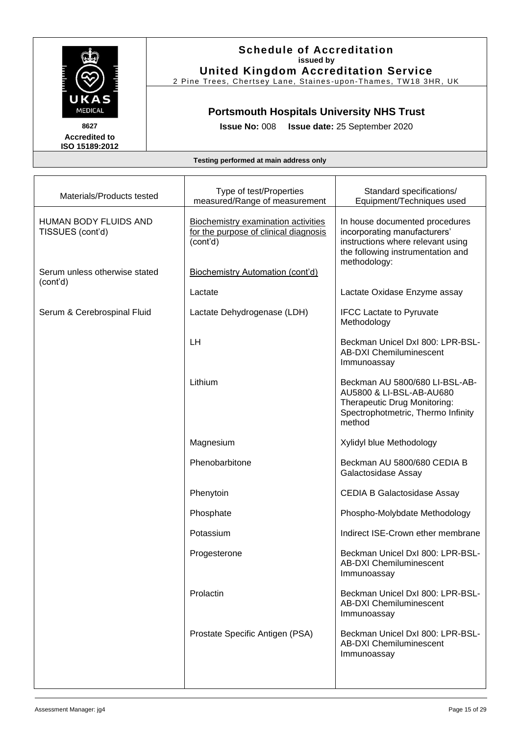# Schedule of Accreditation

**issued by**

**United Kingdom Accreditation Service**

2 Pine Trees, Chertsey Lane, Staines-upon-Thames, TW18 3HR, UK

**8627**

**Accredited to ISO 15189:2012**

## Portsmouth Hospitals University NHS Trust

**Issue No:** 008 **Issue date:** 25 September 2020

**Testing performed at main address only**

| Materials/Products tested | Type of test/Properties measured/Range of measurement | Standard specifications/ Equipment/Techniques used |
|---|---|---|
| HUMAN BODY FLUIDS AND TISSUES (cont'd) | Biochemistry examination activities for the purpose of clinical diagnosis (cont'd) | In house documented procedures incorporating manufacturers' instructions where relevant using the following instrumentation and methodology: |
| Serum unless otherwise stated (cont'd) | Biochemistry Automation (cont'd) | |
| | Lactate | Lactate Oxidase Enzyme assay |
| Serum & Cerebrospinal Fluid | Lactate Dehydrogenase (LDH) | IFCC Lactate to Pyruvate Methodology |
| | LH | Beckman Unicel DxI 800: LPR-BSL-AB-DXI Chemiluminescent Immunoassay |
| | Lithium | Beckman AU 5800/680 LI-BSL-AB-AU5800 & LI-BSL-AB-AU680 Therapeutic Drug Monitoring: Spectrophotmetric, Thermo Infinity method |
| | Magnesium | Xylidyl blue Methodology |
| | Phenobarbitone | Beckman AU 5800/680 CEDIA B Galactosidase Assay |
| | Phenytoin | CEDIA B Galactosidase Assay |
| | Phosphate | Phospho-Molybdate Methodology |
| | Potassium | Indirect ISE-Crown ether membrane |
| | Progesterone | Beckman Unicel DxI 800: LPR-BSL-AB-DXI Chemiluminescent Immunoassay |
| | Prolactin | Beckman Unicel DxI 800: LPR-BSL-AB-DXI Chemiluminescent Immunoassay |
| | Prostate Specific Antigen (PSA) | Beckman Unicel DxI 800: LPR-BSL-AB-DXI Chemiluminescent Immunoassay |

Assessment Manager: jg4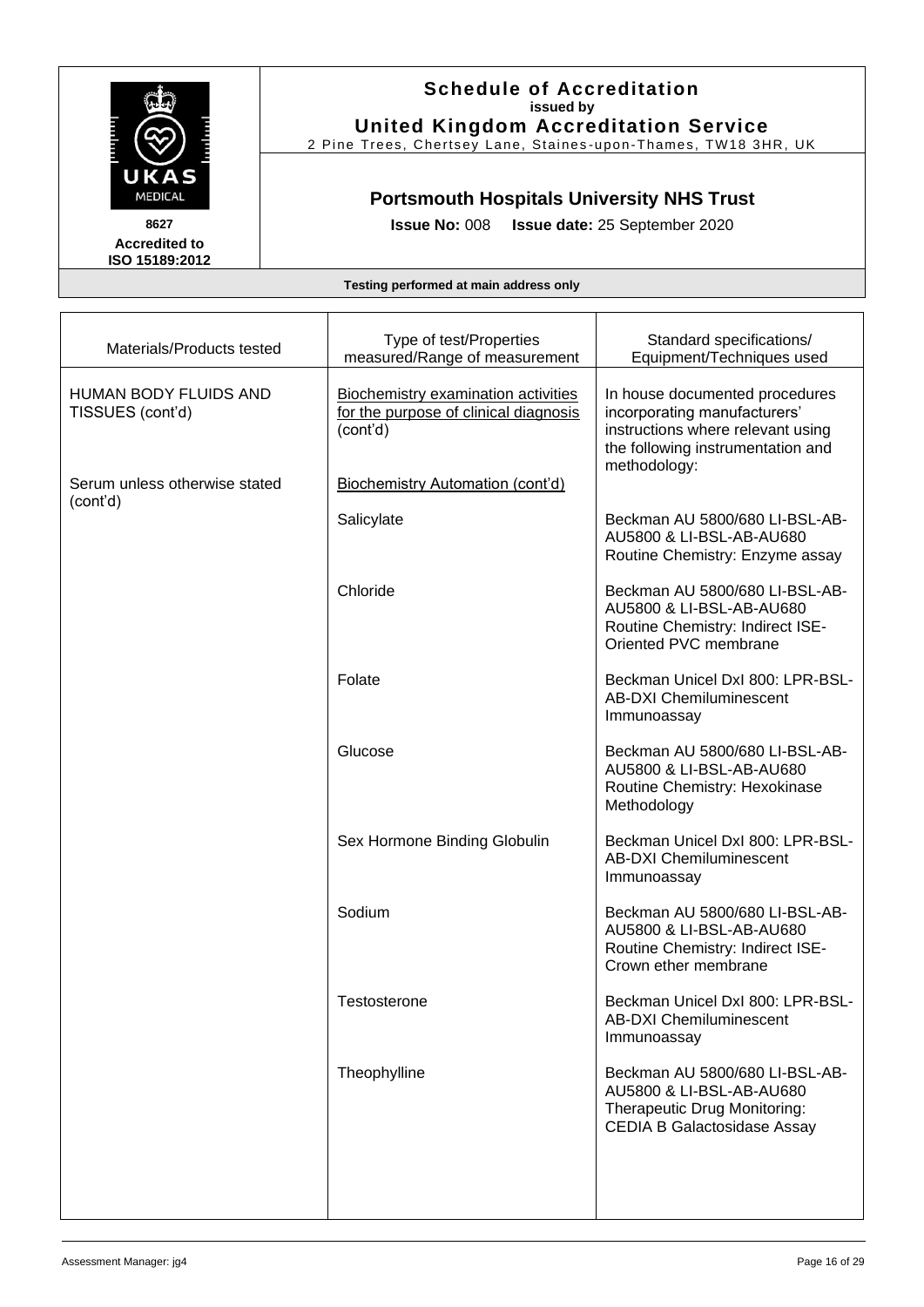# Schedule of Accreditation

**issued by**

**United Kingdom Accreditation Service**

2 Pine Trees, Chertsey Lane, Staines-upon-Thames, TW18 3HR, UK

**8627**

**Accredited to ISO 15189:2012**

## Portsmouth Hospitals University NHS Trust

**Issue No:** 008 **Issue date:** 25 September 2020

**Testing performed at main address only**

| Materials/Products tested | Type of test/Properties measured/Range of measurement | Standard specifications/ Equipment/Techniques used |
|---|---|---|
| HUMAN BODY FLUIDS AND TISSUES (cont'd) | Biochemistry examination activities for the purpose of clinical diagnosis (cont'd) | In house documented procedures incorporating manufacturers' instructions where relevant using the following instrumentation and methodology: |
| Serum unless otherwise stated (cont'd) | Biochemistry Automation (cont'd) | |
| | Salicylate | Beckman AU 5800/680 LI-BSL-AB-AU5800 & LI-BSL-AB-AU680 Routine Chemistry: Enzyme assay |
| | Chloride | Beckman AU 5800/680 LI-BSL-AB-AU5800 & LI-BSL-AB-AU680 Routine Chemistry: Indirect ISE-Oriented PVC membrane |
| | Folate | Beckman Unicel DxI 800: LPR-BSL-AB-DXI Chemiluminescent Immunoassay |
| | Glucose | Beckman AU 5800/680 LI-BSL-AB-AU5800 & LI-BSL-AB-AU680 Routine Chemistry: Hexokinase Methodology |
| | Sex Hormone Binding Globulin | Beckman Unicel DxI 800: LPR-BSL-AB-DXI Chemiluminescent Immunoassay |
| | Sodium | Beckman AU 5800/680 LI-BSL-AB-AU5800 & LI-BSL-AB-AU680 Routine Chemistry: Indirect ISE-Crown ether membrane |
| | Testosterone | Beckman Unicel DxI 800: LPR-BSL-AB-DXI Chemiluminescent Immunoassay |
| | Theophylline | Beckman AU 5800/680 LI-BSL-AB-AU5800 & LI-BSL-AB-AU680 Therapeutic Drug Monitoring: CEDIA B Galactosidase Assay |

Assessment Manager: jg4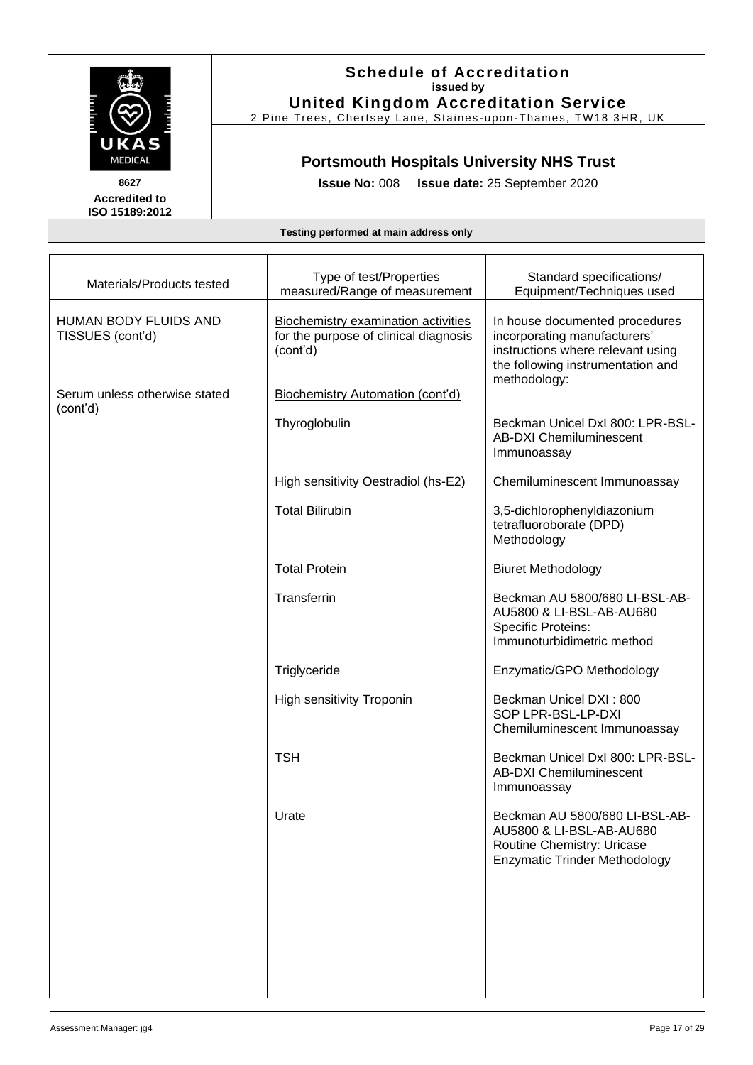**Schedule of Accreditation**
**issued by**
**United Kingdom Accreditation Service**
2 Pine Trees, Chertsey Lane, Staines-upon-Thames, TW18 3HR, UK

UKAS MEDICAL

8627
**Accredited to ISO 15189:2012**

## Portsmouth Hospitals University NHS Trust

**Issue No:** 008 **Issue date:** 25 September 2020

**Testing performed at main address only**

| Materials/Products tested | Type of test/Properties measured/Range of measurement | Standard specifications/ Equipment/Techniques used |
|---|---|---|
| HUMAN BODY FLUIDS AND TISSUES (cont'd) | Biochemistry examination activities for the purpose of clinical diagnosis (cont'd) | In house documented procedures incorporating manufacturers' instructions where relevant using the following instrumentation and methodology: |
| Serum unless otherwise stated (cont'd) | Biochemistry Automation (cont'd) | |
| | Thyroglobulin | Beckman Unicel DxI 800: LPR-BSL-AB-DXI Chemiluminescent Immunoassay |
| | High sensitivity Oestradiol (hs-E2) | Chemiluminescent Immunoassay |
| | Total Bilirubin | 3,5-dichlorophenyldiazonium tetrafluoroborate (DPD) Methodology |
| | Total Protein | Biuret Methodology |
| | Transferrin | Beckman AU 5800/680 LI-BSL-AB-AU5800 & LI-BSL-AB-AU680 Specific Proteins: Immunoturbidimetric method |
| | Triglyceride | Enzymatic/GPO Methodology |
| | High sensitivity Troponin | Beckman Unicel DXI : 800 SOP LPR-BSL-LP-DXI Chemiluminescent Immunoassay |
| | TSH | Beckman Unicel DxI 800: LPR-BSL-AB-DXI Chemiluminescent Immunoassay |
| | Urate | Beckman AU 5800/680 LI-BSL-AB-AU5800 & LI-BSL-AB-AU680 Routine Chemistry: Uricase Enzymatic Trinder Methodology |

Assessment Manager: jg4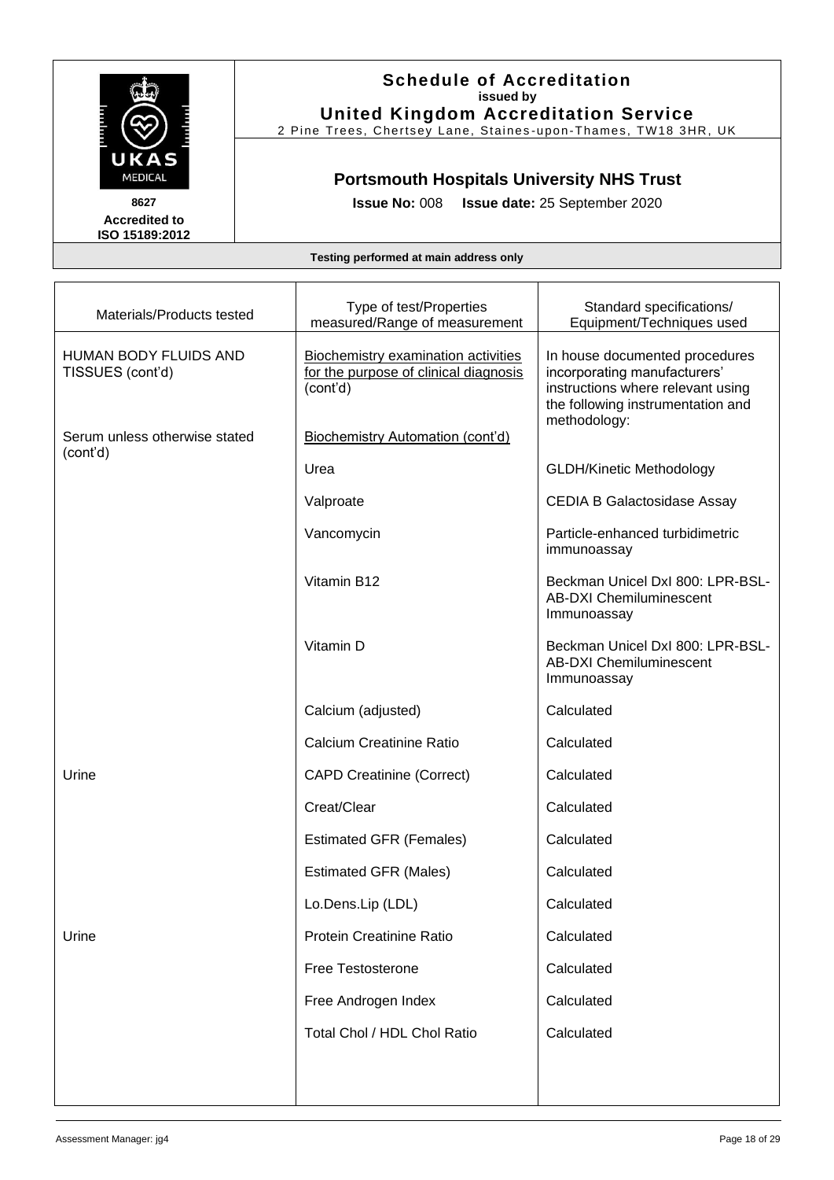# Schedule of Accreditation

**issued by**

**United Kingdom Accreditation Service**

2 Pine Trees, Chertsey Lane, Staines-upon-Thames, TW18 3HR, UK

UKAS MEDICAL

8627

**Accredited to ISO 15189:2012**

## Portsmouth Hospitals University NHS Trust

**Issue No:** 008 **Issue date:** 25 September 2020

**Testing performed at main address only**

| Materials/Products tested | Type of test/Properties measured/Range of measurement | Standard specifications/ Equipment/Techniques used |
|---|---|---|
| HUMAN BODY FLUIDS AND TISSUES (cont'd) | Biochemistry examination activities for the purpose of clinical diagnosis (cont'd) | In house documented procedures incorporating manufacturers' instructions where relevant using the following instrumentation and methodology: |
| Serum unless otherwise stated (cont'd) | Biochemistry Automation (cont'd) | |
| | Urea | GLDH/Kinetic Methodology |
| | Valproate | CEDIA B Galactosidase Assay |
| | Vancomycin | Particle-enhanced turbidimetric immunoassay |
| | Vitamin B12 | Beckman Unicel DxI 800: LPR-BSL-AB-DXI Chemiluminescent Immunoassay |
| | Vitamin D | Beckman Unicel DxI 800: LPR-BSL-AB-DXI Chemiluminescent Immunoassay |
| | Calcium (adjusted) | Calculated |
| | Calcium Creatinine Ratio | Calculated |
| Urine | CAPD Creatinine (Correct) | Calculated |
| | Creat/Clear | Calculated |
| | Estimated GFR (Females) | Calculated |
| | Estimated GFR (Males) | Calculated |
| | Lo.Dens.Lip (LDL) | Calculated |
| Urine | Protein Creatinine Ratio | Calculated |
| | Free Testosterone | Calculated |
| | Free Androgen Index | Calculated |
| | Total Chol / HDL Chol Ratio | Calculated |

Assessment Manager: jg4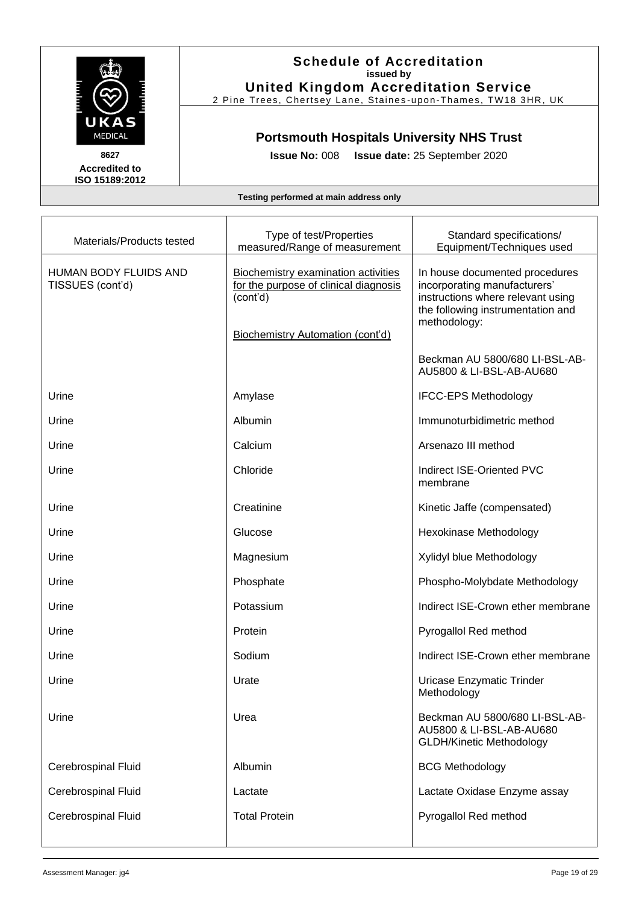**Schedule of Accreditation**
**issued by**
**United Kingdom Accreditation Service**
2 Pine Trees, Chertsey Lane, Staines-upon-Thames, TW18 3HR, UK

**8627**
**Accredited to ISO 15189:2012**

## Portsmouth Hospitals University NHS Trust

**Issue No:** 008 **Issue date:** 25 September 2020

**Testing performed at main address only**

| Materials/Products tested | Type of test/Properties measured/Range of measurement | Standard specifications/ Equipment/Techniques used |
|---|---|---|
| HUMAN BODY FLUIDS AND TISSUES (cont'd) | Biochemistry examination activities for the purpose of clinical diagnosis (cont'd)<br><br>Biochemistry Automation (cont'd) | In house documented procedures incorporating manufacturers' instructions where relevant using the following instrumentation and methodology: |
| | | Beckman AU 5800/680 LI-BSL-AB-AU5800 & LI-BSL-AB-AU680 |
| Urine | Amylase | IFCC-EPS Methodology |
| Urine | Albumin | Immunoturbidimetric method |
| Urine | Calcium | Arsenazo III method |
| Urine | Chloride | Indirect ISE-Oriented PVC membrane |
| Urine | Creatinine | Kinetic Jaffe (compensated) |
| Urine | Glucose | Hexokinase Methodology |
| Urine | Magnesium | Xylidyl blue Methodology |
| Urine | Phosphate | Phospho-Molybdate Methodology |
| Urine | Potassium | Indirect ISE-Crown ether membrane |
| Urine | Protein | Pyrogallol Red method |
| Urine | Sodium | Indirect ISE-Crown ether membrane |
| Urine | Urate | Uricase Enzymatic Trinder Methodology |
| Urine | Urea | Beckman AU 5800/680 LI-BSL-AB-AU5800 & LI-BSL-AB-AU680 GLDH/Kinetic Methodology |
| Cerebrospinal Fluid | Albumin | BCG Methodology |
| Cerebrospinal Fluid | Lactate | Lactate Oxidase Enzyme assay |
| Cerebrospinal Fluid | Total Protein | Pyrogallol Red method |

Assessment Manager: jg4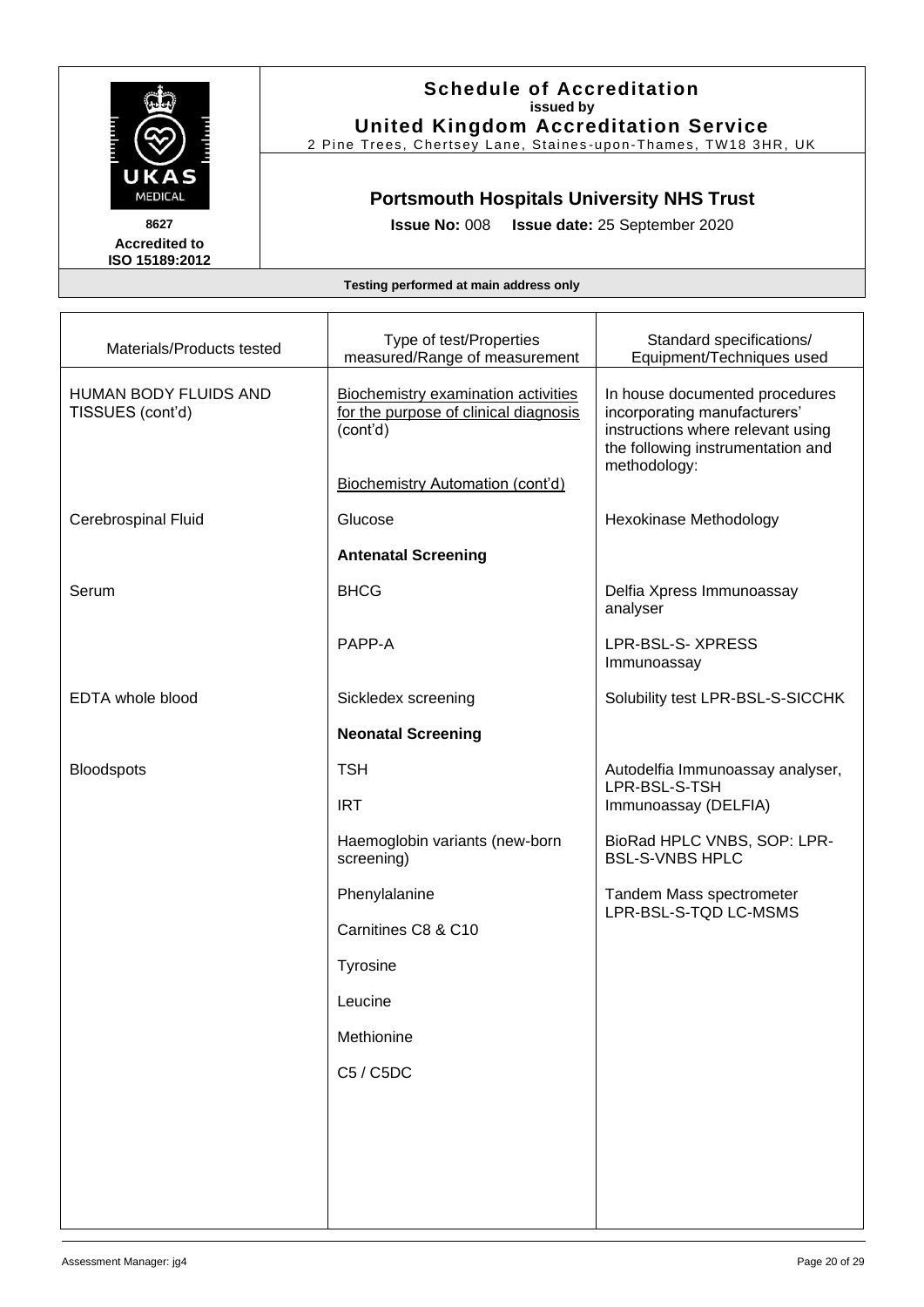**Schedule of Accreditation**
**issued by**
**United Kingdom Accreditation Service**
2 Pine Trees, Chertsey Lane, Staines-upon-Thames, TW18 3HR, UK

8627
**Accredited to ISO 15189:2012**

## Portsmouth Hospitals University NHS Trust

**Issue No:** 008 **Issue date:** 25 September 2020

**Testing performed at main address only**

| Materials/Products tested | Type of test/Properties measured/Range of measurement | Standard specifications/ Equipment/Techniques used |
|---|---|---|
| HUMAN BODY FLUIDS AND TISSUES (cont'd) | Biochemistry examination activities for the purpose of clinical diagnosis (cont'd)<br><br>Biochemistry Automation (cont'd) | In house documented procedures incorporating manufacturers' instructions where relevant using the following instrumentation and methodology: |
| Cerebrospinal Fluid | Glucose | Hexokinase Methodology |
| | **Antenatal Screening** | |
| Serum | BHCG | Delfia Xpress Immunoassay analyser |
| | PAPP-A | LPR-BSL-S- XPRESS Immunoassay |
| EDTA whole blood | Sickledex screening | Solubility test LPR-BSL-S-SICCHK |
| | **Neonatal Screening** | |
| Bloodspots | TSH | Autodelfia Immunoassay analyser, LPR-BSL-S-TSH |
| | IRT | Immunoassay (DELFIA) |
| | Haemoglobin variants (new-born screening) | BioRad HPLC VNBS, SOP: LPR-BSL-S-VNBS HPLC |
| | Phenylalanine | Tandem Mass spectrometer LPR-BSL-S-TQD LC-MSMS |
| | Carnitines C8 & C10 | |
| | Tyrosine | |
| | Leucine | |
| | Methionine | |
| | C5 / C5DC | |

Assessment Manager: jg4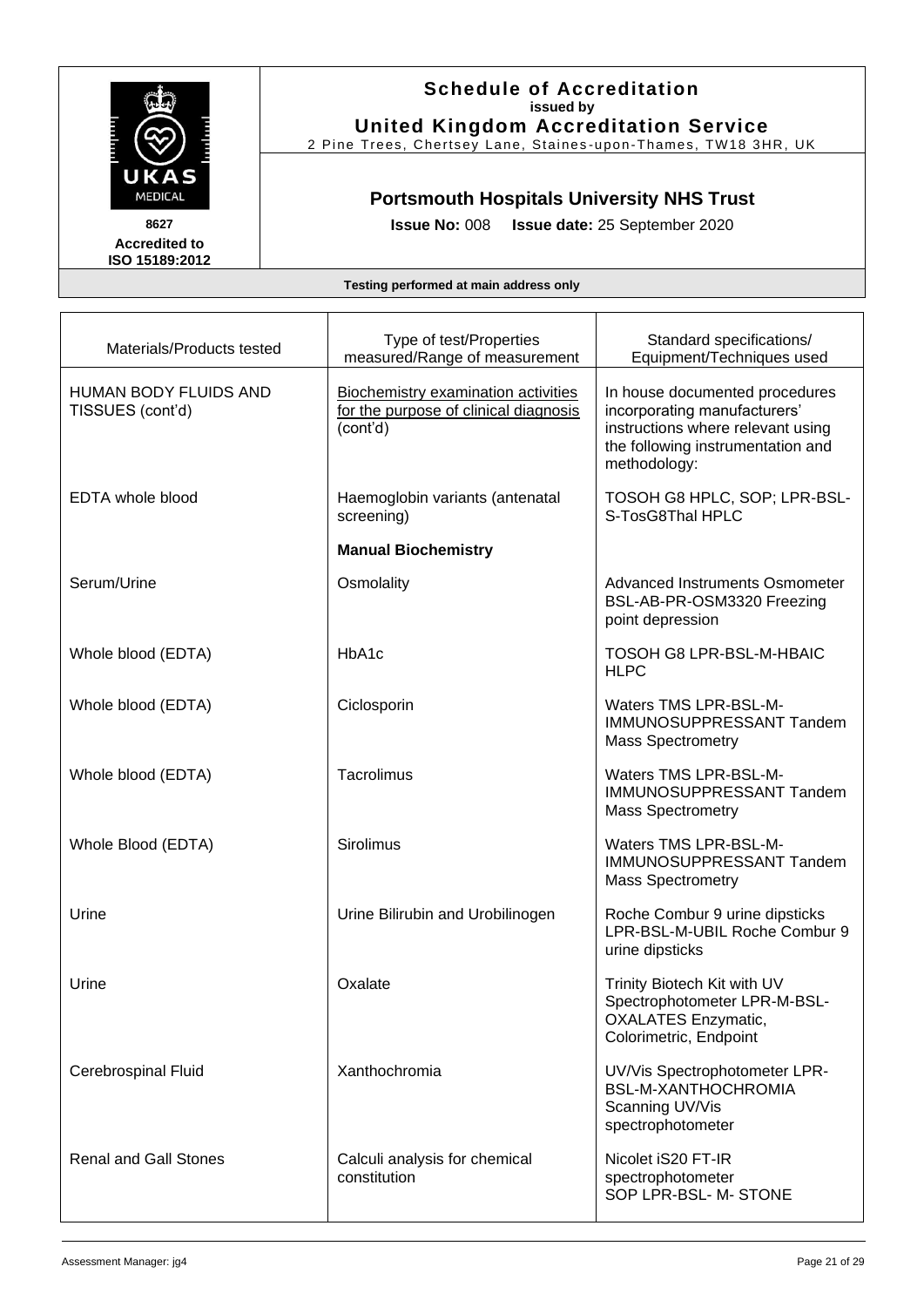# Schedule of Accreditation

**issued by**

**United Kingdom Accreditation Service**

2 Pine Trees, Chertsey Lane, Staines-upon-Thames, TW18 3HR, UK

8627

**Accredited to ISO 15189:2012**

## Portsmouth Hospitals University NHS Trust

**Issue No:** 008 **Issue date:** 25 September 2020

**Testing performed at main address only**

| Materials/Products tested | Type of test/Properties measured/Range of measurement | Standard specifications/ Equipment/Techniques used |
|---|---|---|
| HUMAN BODY FLUIDS AND TISSUES (cont'd) | Biochemistry examination activities for the purpose of clinical diagnosis (cont'd) | In house documented procedures incorporating manufacturers' instructions where relevant using the following instrumentation and methodology: |
| EDTA whole blood | Haemoglobin variants (antenatal screening) | TOSOH G8 HPLC, SOP; LPR-BSL-S-TosG8Thal HPLC |
| | **Manual Biochemistry** | |
| Serum/Urine | Osmolality | Advanced Instruments Osmometer BSL-AB-PR-OSM3320 Freezing point depression |
| Whole blood (EDTA) | HbA1c | TOSOH G8 LPR-BSL-M-HBAIC HLPC |
| Whole blood (EDTA) | Ciclosporin | Waters TMS LPR-BSL-M-IMMUNOSUPPRESSANT Tandem Mass Spectrometry |
| Whole blood (EDTA) | Tacrolimus | Waters TMS LPR-BSL-M-IMMUNOSUPPRESSANT Tandem Mass Spectrometry |
| Whole Blood (EDTA) | Sirolimus | Waters TMS LPR-BSL-M-IMMUNOSUPPRESSANT Tandem Mass Spectrometry |
| Urine | Urine Bilirubin and Urobilinogen | Roche Combur 9 urine dipsticks LPR-BSL-M-UBIL Roche Combur 9 urine dipsticks |
| Urine | Oxalate | Trinity Biotech Kit with UV Spectrophotometer LPR-M-BSL-OXALATES Enzymatic, Colorimetric, Endpoint |
| Cerebrospinal Fluid | Xanthochromia | UV/Vis Spectrophotometer LPR-BSL-M-XANTHOCHROMIA Scanning UV/Vis spectrophotometer |
| Renal and Gall Stones | Calculi analysis for chemical constitution | Nicolet iS20 FT-IR spectrophotometer SOP LPR-BSL- M- STONE |

Assessment Manager: jg4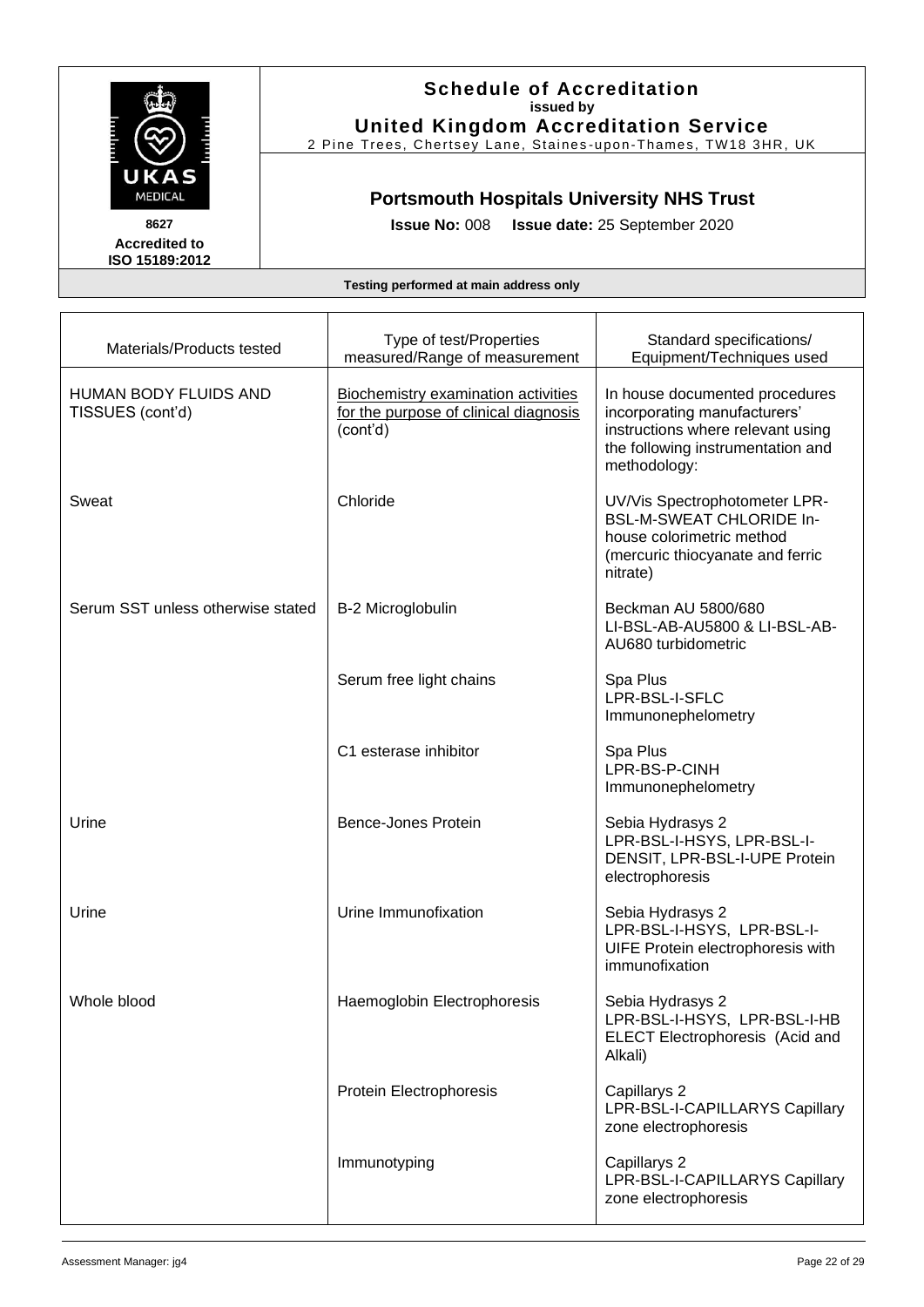**Schedule of Accreditation**
**issued by**
**United Kingdom Accreditation Service**
2 Pine Trees, Chertsey Lane, Staines-upon-Thames, TW18 3HR, UK

8627
**Accredited to ISO 15189:2012**

## Portsmouth Hospitals University NHS Trust

**Issue No:** 008 **Issue date:** 25 September 2020

**Testing performed at main address only**

| Materials/Products tested | Type of test/Properties measured/Range of measurement | Standard specifications/ Equipment/Techniques used |
|---|---|---|
| HUMAN BODY FLUIDS AND TISSUES (cont'd) | Biochemistry examination activities for the purpose of clinical diagnosis (cont'd) | In house documented procedures incorporating manufacturers' instructions where relevant using the following instrumentation and methodology: |
| Sweat | Chloride | UV/Vis Spectrophotometer LPR-BSL-M-SWEAT CHLORIDE In-house colorimetric method (mercuric thiocyanate and ferric nitrate) |
| Serum SST unless otherwise stated | B-2 Microglobulin | Beckman AU 5800/680 LI-BSL-AB-AU5800 & LI-BSL-AB-AU680 turbidometric |
| | Serum free light chains | Spa Plus LPR-BSL-I-SFLC Immunonephelometry |
| | C1 esterase inhibitor | Spa Plus LPR-BS-P-CINH Immunonephelometry |
| Urine | Bence-Jones Protein | Sebia Hydrasys 2 LPR-BSL-I-HSYS, LPR-BSL-I-DENSIT, LPR-BSL-I-UPE Protein electrophoresis |
| Urine | Urine Immunofixation | Sebia Hydrasys 2 LPR-BSL-I-HSYS, LPR-BSL-I-UIFE Protein electrophoresis with immunofixation |
| Whole blood | Haemoglobin Electrophoresis | Sebia Hydrasys 2 LPR-BSL-I-HSYS, LPR-BSL-I-HB ELECT Electrophoresis (Acid and Alkali) |
| | Protein Electrophoresis | Capillarys 2 LPR-BSL-I-CAPILLARYS Capillary zone electrophoresis |
| | Immunotyping | Capillarys 2 LPR-BSL-I-CAPILLARYS Capillary zone electrophoresis |

Assessment Manager: jg4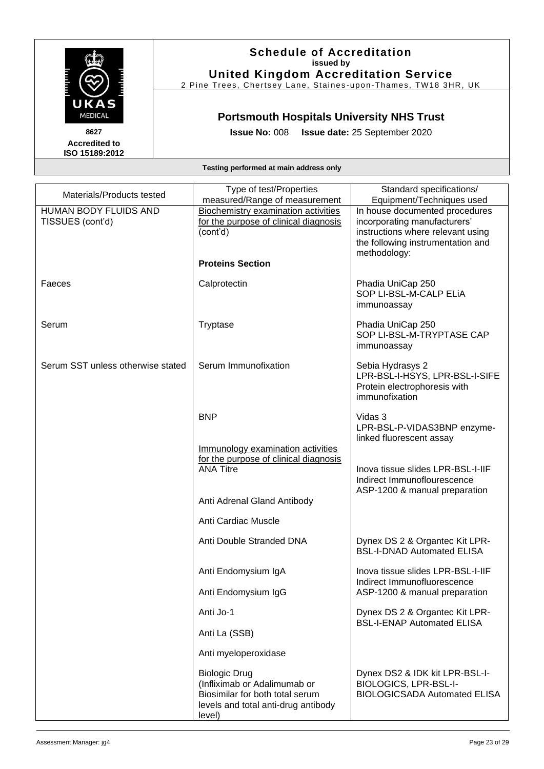# Schedule of Accreditation

**issued by**

**United Kingdom Accreditation Service**

2 Pine Trees, Chertsey Lane, Staines-upon-Thames, TW18 3HR, UK

8627

**Accredited to ISO 15189:2012**

## Portsmouth Hospitals University NHS Trust

**Issue No:** 008 **Issue date:** 25 September 2020

**Testing performed at main address only**

| Materials/Products tested | Type of test/Properties measured/Range of measurement | Standard specifications/ Equipment/Techniques used |
|---|---|---|
| HUMAN BODY FLUIDS AND TISSUES (cont'd) | Biochemistry examination activities for the purpose of clinical diagnosis (cont'd) | In house documented procedures incorporating manufacturers' instructions where relevant using the following instrumentation and methodology: |
| | **Proteins Section** | |
| Faeces | Calprotectin | Phadia UniCap 250 SOP LI-BSL-M-CALP ELiA immunoassay |
| Serum | Tryptase | Phadia UniCap 250 SOP LI-BSL-M-TRYPTASE CAP immunoassay |
| Serum SST unless otherwise stated | Serum Immunofixation | Sebia Hydrasys 2 LPR-BSL-I-HSYS, LPR-BSL-I-SIFE Protein electrophoresis with immunofixation |
| | BNP | Vidas 3 LPR-BSL-P-VIDAS3BNP enzyme-linked fluorescent assay |
| | Immunology examination activities for the purpose of clinical diagnosis | |
| | ANA Titre | Inova tissue slides LPR-BSL-I-IIF Indirect Immunoflourescence ASP-1200 & manual preparation |
| | Anti Adrenal Gland Antibody | |
| | Anti Cardiac Muscle | |
| | Anti Double Stranded DNA | Dynex DS 2 & Organtec Kit LPR-BSL-I-DNAD Automated ELISA |
| | Anti Endomysium IgA | Inova tissue slides LPR-BSL-I-IIF Indirect Immunofluorescence ASP-1200 & manual preparation |
| | Anti Endomysium IgG | |
| | Anti Jo-1 | Dynex DS 2 & Organtec Kit LPR-BSL-I-ENAP Automated ELISA |
| | Anti La (SSB) | |
| | Anti myeloperoxidase | |
| | Biologic Drug (Infliximab or Adalimumab or Biosimilar for both total serum levels and total anti-drug antibody level) | Dynex DS2 & IDK kit LPR-BSL-I-BIOLOGICS, LPR-BSL-I-BIOLOGICSADA Automated ELISA |

Assessment Manager: jg4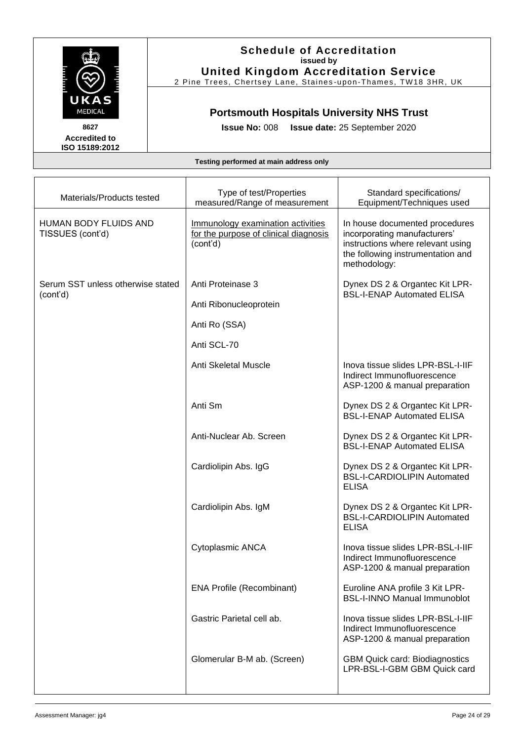# Schedule of Accreditation

**issued by**

**United Kingdom Accreditation Service**

2 Pine Trees, Chertsey Lane, Staines-upon-Thames, TW18 3HR, UK

8627

**Accredited to ISO 15189:2012**

## Portsmouth Hospitals University NHS Trust

**Issue No:** 008 **Issue date:** 25 September 2020

**Testing performed at main address only**

| Materials/Products tested | Type of test/Properties measured/Range of measurement | Standard specifications/ Equipment/Techniques used |
|---|---|---|
| HUMAN BODY FLUIDS AND TISSUES (cont'd) | Immunology examination activities for the purpose of clinical diagnosis (cont'd) | In house documented procedures incorporating manufacturers' instructions where relevant using the following instrumentation and methodology: |
| Serum SST unless otherwise stated (cont'd) | Anti Proteinase 3 | Dynex DS 2 & Organtec Kit LPR-BSL-I-ENAP Automated ELISA |
| | Anti Ribonucleoprotein | |
| | Anti Ro (SSA) | |
| | Anti SCL-70 | |
| | Anti Skeletal Muscle | Inova tissue slides LPR-BSL-I-IIF Indirect Immunofluorescence ASP-1200 & manual preparation |
| | Anti Sm | Dynex DS 2 & Organtec Kit LPR-BSL-I-ENAP Automated ELISA |
| | Anti-Nuclear Ab. Screen | Dynex DS 2 & Organtec Kit LPR-BSL-I-ENAP Automated ELISA |
| | Cardiolipin Abs. IgG | Dynex DS 2 & Organtec Kit LPR-BSL-I-CARDIOLIPIN Automated ELISA |
| | Cardiolipin Abs. IgM | Dynex DS 2 & Organtec Kit LPR-BSL-I-CARDIOLIPIN Automated ELISA |
| | Cytoplasmic ANCA | Inova tissue slides LPR-BSL-I-IIF Indirect Immunofluorescence ASP-1200 & manual preparation |
| | ENA Profile (Recombinant) | Euroline ANA profile 3 Kit LPR-BSL-I-INNO Manual Immunoblot |
| | Gastric Parietal cell ab. | Inova tissue slides LPR-BSL-I-IIF Indirect Immunofluorescence ASP-1200 & manual preparation |
| | Glomerular B-M ab. (Screen) | GBM Quick card: Biodiagnostics LPR-BSL-I-GBM GBM Quick card |

Assessment Manager: jg4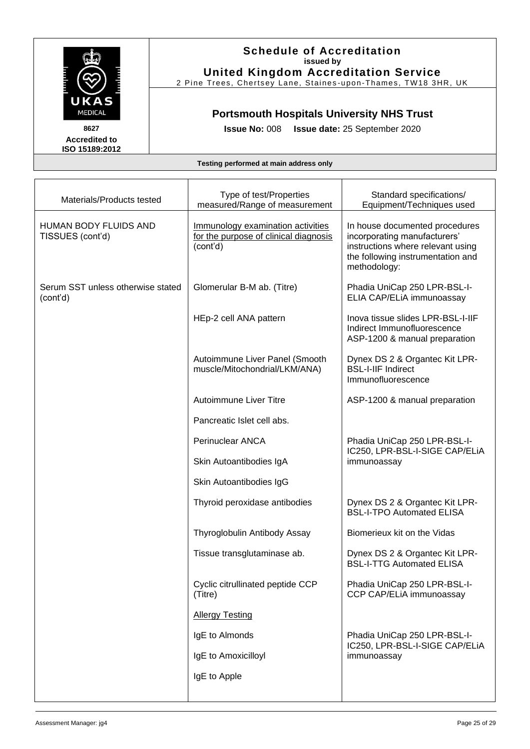# Schedule of Accreditation

issued by

**United Kingdom Accreditation Service**

2 Pine Trees, Chertsey Lane, Staines-upon-Thames, TW18 3HR, UK

8627

**Accredited to ISO 15189:2012**

## Portsmouth Hospitals University NHS Trust

**Issue No:** 008 **Issue date:** 25 September 2020

**Testing performed at main address only**

| Materials/Products tested | Type of test/Properties measured/Range of measurement | Standard specifications/ Equipment/Techniques used |
|---|---|---|
| HUMAN BODY FLUIDS AND TISSUES (cont'd) | Immunology examination activities for the purpose of clinical diagnosis (cont'd) | In house documented procedures incorporating manufacturers' instructions where relevant using the following instrumentation and methodology: |
| Serum SST unless otherwise stated (cont'd) | Glomerular B-M ab. (Titre) | Phadia UniCap 250 LPR-BSL-I-ELIA CAP/ELiA immunoassay |
| | HEp-2 cell ANA pattern | Inova tissue slides LPR-BSL-I-IIF Indirect Immunofluorescence ASP-1200 & manual preparation |
| | Autoimmune Liver Panel (Smooth muscle/Mitochondrial/LKM/ANA) | Dynex DS 2 & Organtec Kit LPR-BSL-I-IIF Indirect Immunofluorescence |
| | Autoimmune Liver Titre | ASP-1200 & manual preparation |
| | Pancreatic Islet cell abs. | |
| | Perinuclear ANCA | Phadia UniCap 250 LPR-BSL-I-IC250, LPR-BSL-I-SIGE CAP/ELiA immunoassay |
| | Skin Autoantibodies IgA | |
| | Skin Autoantibodies IgG | |
| | Thyroid peroxidase antibodies | Dynex DS 2 & Organtec Kit LPR-BSL-I-TPO Automated ELISA |
| | Thyroglobulin Antibody Assay | Biomerieux kit on the Vidas |
| | Tissue transglutaminase ab. | Dynex DS 2 & Organtec Kit LPR-BSL-I-TTG Automated ELISA |
| | Cyclic citrullinated peptide CCP (Titre) | Phadia UniCap 250 LPR-BSL-I-CCP CAP/ELiA immunoassay |
| | Allergy Testing | |
| | IgE to Almonds | Phadia UniCap 250 LPR-BSL-I-IC250, LPR-BSL-I-SIGE CAP/ELiA immunoassay |
| | IgE to Amoxicilloyl | |
| | IgE to Apple | |

Assessment Manager: jg4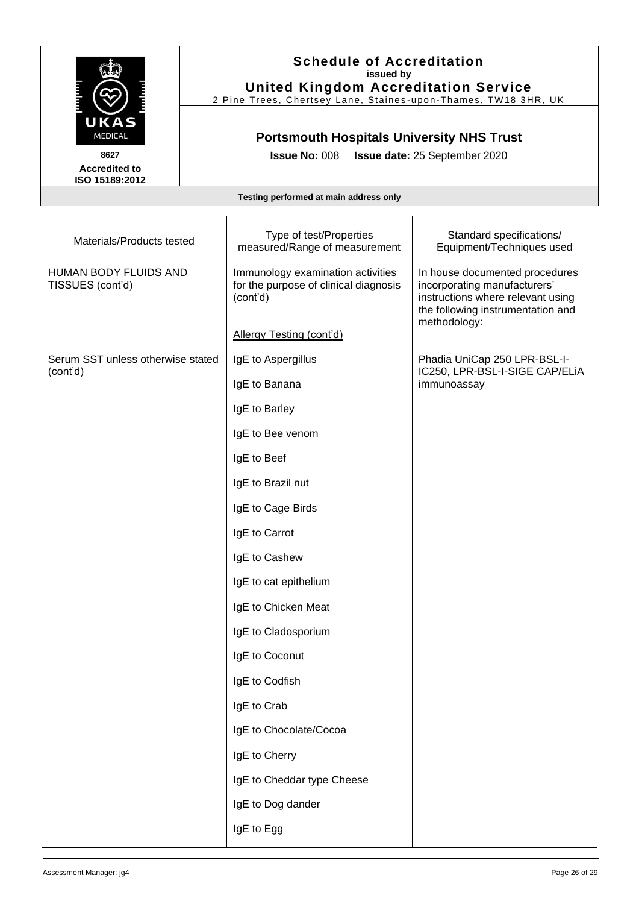**Schedule of Accreditation**
**issued by**
**United Kingdom Accreditation Service**
2 Pine Trees, Chertsey Lane, Staines-upon-Thames, TW18 3HR, UK

8627
**Accredited to ISO 15189:2012**

## Portsmouth Hospitals University NHS Trust

**Issue No:** 008 **Issue date:** 25 September 2020

**Testing performed at main address only**

| Materials/Products tested | Type of test/Properties measured/Range of measurement | Standard specifications/ Equipment/Techniques used |
|---|---|---|
| HUMAN BODY FLUIDS AND TISSUES (cont'd) | Immunology examination activities for the purpose of clinical diagnosis (cont'd) | In house documented procedures incorporating manufacturers' instructions where relevant using the following instrumentation and methodology: |
| | Allergy Testing (cont'd) | |
| Serum SST unless otherwise stated (cont'd) | IgE to Aspergillus | Phadia UniCap 250 LPR-BSL-I-IC250, LPR-BSL-I-SIGE CAP/ELiA immunoassay |
| | IgE to Banana | |
| | IgE to Barley | |
| | IgE to Bee venom | |
| | IgE to Beef | |
| | IgE to Brazil nut | |
| | IgE to Cage Birds | |
| | IgE to Carrot | |
| | IgE to Cashew | |
| | IgE to cat epithelium | |
| | IgE to Chicken Meat | |
| | IgE to Cladosporium | |
| | IgE to Coconut | |
| | IgE to Codfish | |
| | IgE to Crab | |
| | IgE to Chocolate/Cocoa | |
| | IgE to Cherry | |
| | IgE to Cheddar type Cheese | |
| | IgE to Dog dander | |
| | IgE to Egg | |

Assessment Manager: jg4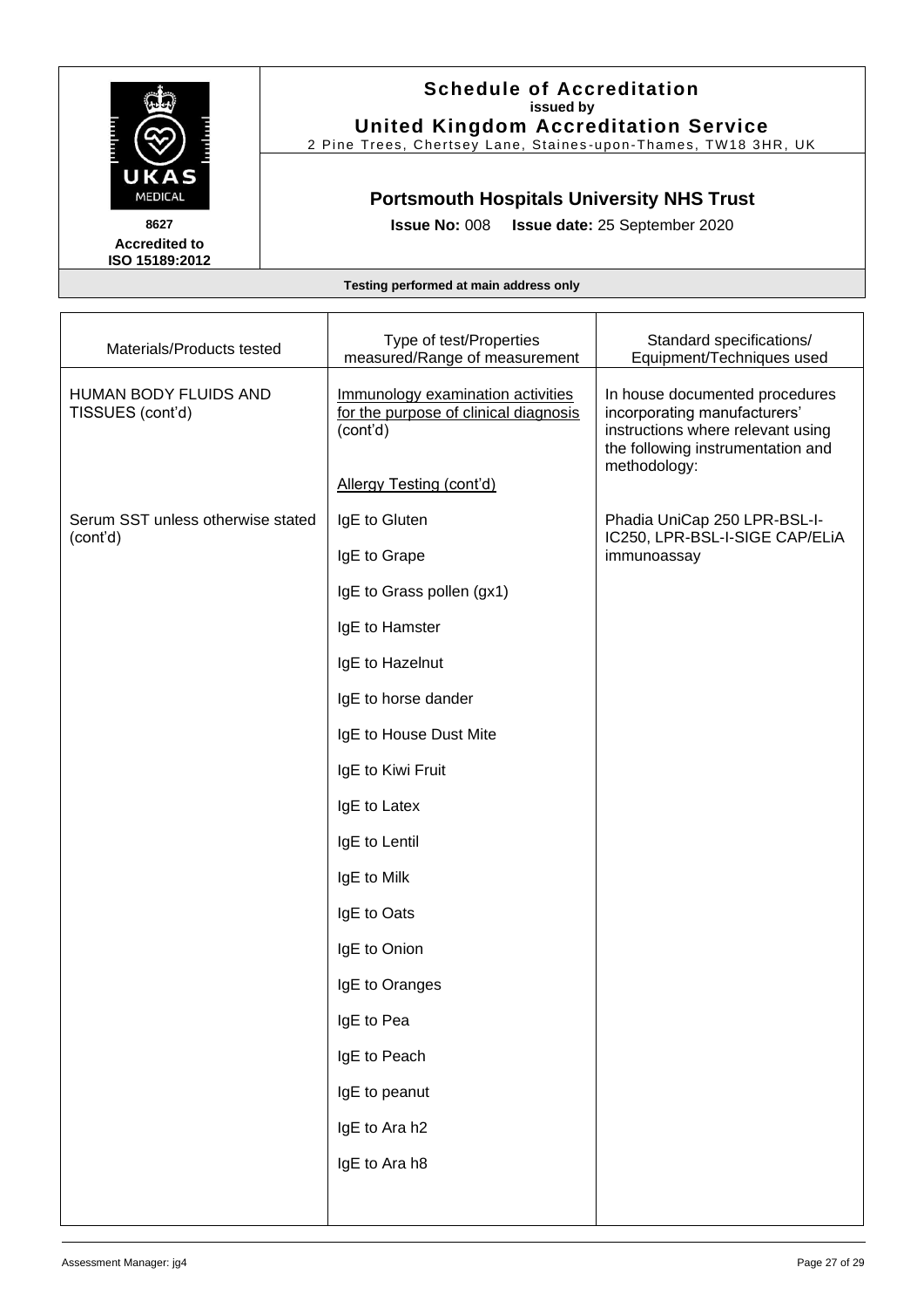# Schedule of Accreditation

**issued by**

**United Kingdom Accreditation Service**

2 Pine Trees, Chertsey Lane, Staines-upon-Thames, TW18 3HR, UK

**8627**

**Accredited to ISO 15189:2012**

## Portsmouth Hospitals University NHS Trust

**Issue No:** 008 **Issue date:** 25 September 2020

**Testing performed at main address only**

| Materials/Products tested | Type of test/Properties measured/Range of measurement | Standard specifications/ Equipment/Techniques used |
|---|---|---|
| HUMAN BODY FLUIDS AND TISSUES (cont'd) | Immunology examination activities for the purpose of clinical diagnosis (cont'd)<br><br>Allergy Testing (cont'd) | In house documented procedures incorporating manufacturers' instructions where relevant using the following instrumentation and methodology: |
| Serum SST unless otherwise stated (cont'd) | IgE to Gluten | Phadia UniCap 250 LPR-BSL-I-IC250, LPR-BSL-I-SIGE CAP/ELiA immunoassay |
| | IgE to Grape | |
| | IgE to Grass pollen (gx1) | |
| | IgE to Hamster | |
| | IgE to Hazelnut | |
| | IgE to horse dander | |
| | IgE to House Dust Mite | |
| | IgE to Kiwi Fruit | |
| | IgE to Latex | |
| | IgE to Lentil | |
| | IgE to Milk | |
| | IgE to Oats | |
| | IgE to Onion | |
| | IgE to Oranges | |
| | IgE to Pea | |
| | IgE to Peach | |
| | IgE to peanut | |
| | IgE to Ara h2 | |
| | IgE to Ara h8 | |

Assessment Manager: jg4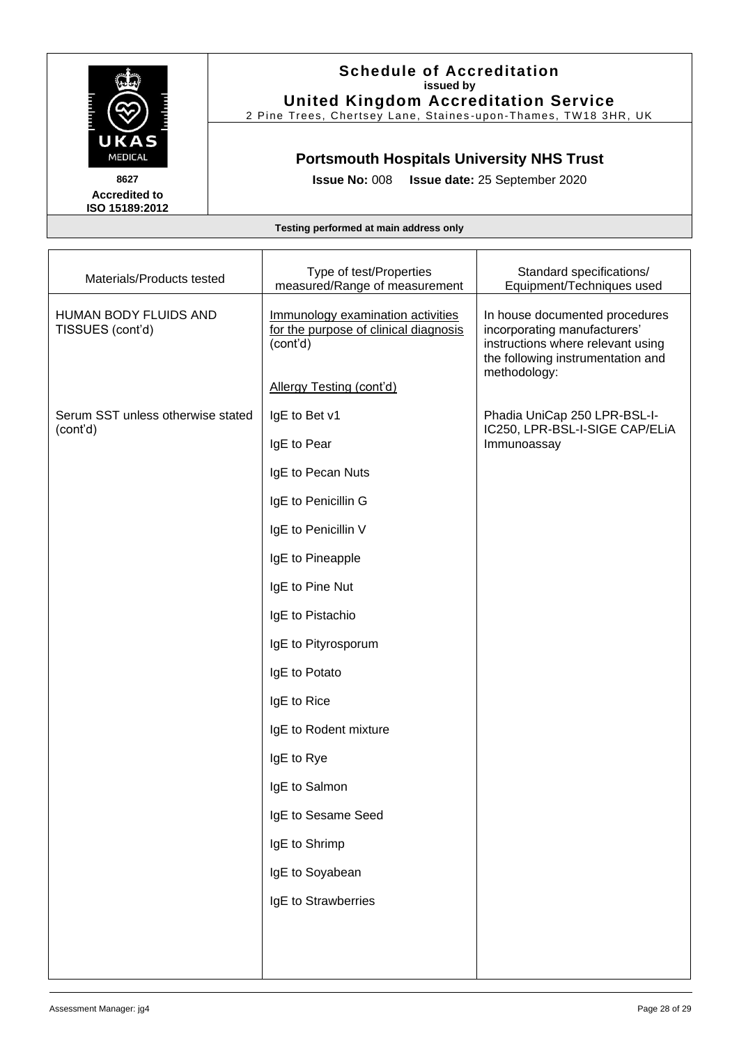# Schedule of Accreditation
**issued by**
**United Kingdom Accreditation Service**
2 Pine Trees, Chertsey Lane, Staines-upon-Thames, TW18 3HR, UK

8627
**Accredited to ISO 15189:2012**

## Portsmouth Hospitals University NHS Trust

**Issue No:** 008 **Issue date:** 25 September 2020

**Testing performed at main address only**

| Materials/Products tested | Type of test/Properties measured/Range of measurement | Standard specifications/ Equipment/Techniques used |
|---|---|---|
| HUMAN BODY FLUIDS AND TISSUES (cont'd) | Immunology examination activities for the purpose of clinical diagnosis (cont'd)<br><br>Allergy Testing (cont'd) | In house documented procedures incorporating manufacturers' instructions where relevant using the following instrumentation and methodology: |
| Serum SST unless otherwise stated (cont'd) | IgE to Bet v1<br>IgE to Pear<br>IgE to Pecan Nuts<br>IgE to Penicillin G<br>IgE to Penicillin V<br>IgE to Pineapple<br>IgE to Pine Nut<br>IgE to Pistachio<br>IgE to Pityrosporum<br>IgE to Potato<br>IgE to Rice<br>IgE to Rodent mixture<br>IgE to Rye<br>IgE to Salmon<br>IgE to Sesame Seed<br>IgE to Shrimp<br>IgE to Soyabean<br>IgE to Strawberries | Phadia UniCap 250 LPR-BSL-I-IC250, LPR-BSL-I-SIGE CAP/ELiA Immunoassay |

Assessment Manager: jg4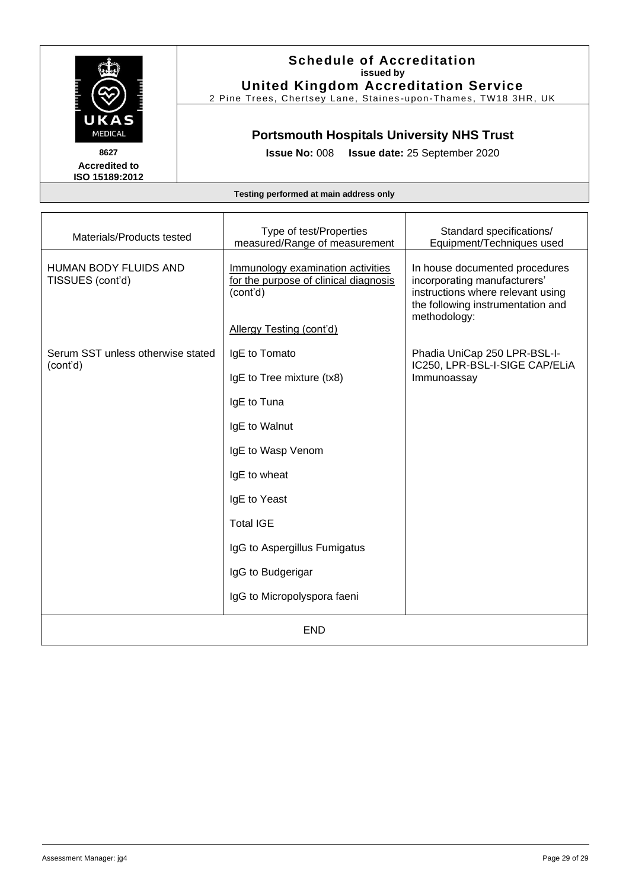**Schedule of Accreditation**
**issued by**
**United Kingdom Accreditation Service**
2 Pine Trees, Chertsey Lane, Staines-upon-Thames, TW18 3HR, UK

UKAS MEDICAL
**8627**
**Accredited to ISO 15189:2012**

## Portsmouth Hospitals University NHS Trust

**Issue No:** 008 **Issue date:** 25 September 2020

**Testing performed at main address only**

| Materials/Products tested | Type of test/Properties measured/Range of measurement | Standard specifications/ Equipment/Techniques used |
|---|---|---|
| HUMAN BODY FLUIDS AND TISSUES (cont'd) | Immunology examination activities for the purpose of clinical diagnosis (cont'd)<br><br>Allergy Testing (cont'd) | In house documented procedures incorporating manufacturers' instructions where relevant using the following instrumentation and methodology: |
| Serum SST unless otherwise stated (cont'd) | IgE to Tomato<br>IgE to Tree mixture (tx8)<br>IgE to Tuna<br>IgE to Walnut<br>IgE to Wasp Venom<br>IgE to wheat<br>IgE to Yeast<br>Total IGE<br>IgG to Aspergillus Fumigatus<br>IgG to Budgerigar<br>IgG to Micropolyspora faeni | Phadia UniCap 250 LPR-BSL-I-IC250, LPR-BSL-I-SIGE CAP/ELiA Immunoassay |

END

Assessment Manager: jg4